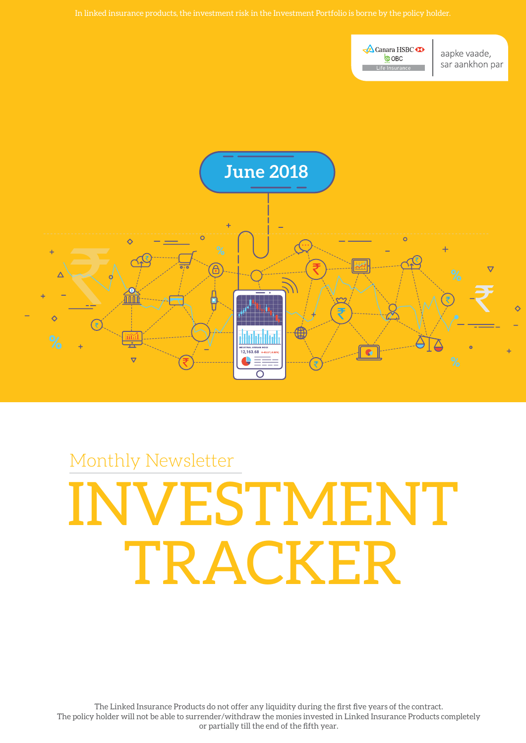In linked insurance products, the investment risk in the Investment Portfolio is borne by the policy holder.

Canara HSBC OBC Life Insurance

aapke vaade, sar aankhon par

June 2018

Monthly Newsletter

# INVESTMENT TRACKER

The Linked Insurance Products do not offer any liquidity during the first five years of the contract. The policy holder will not be able to surrender/withdraw the monies invested in Linked Insurance Products completely or partially till the end of the fifth year.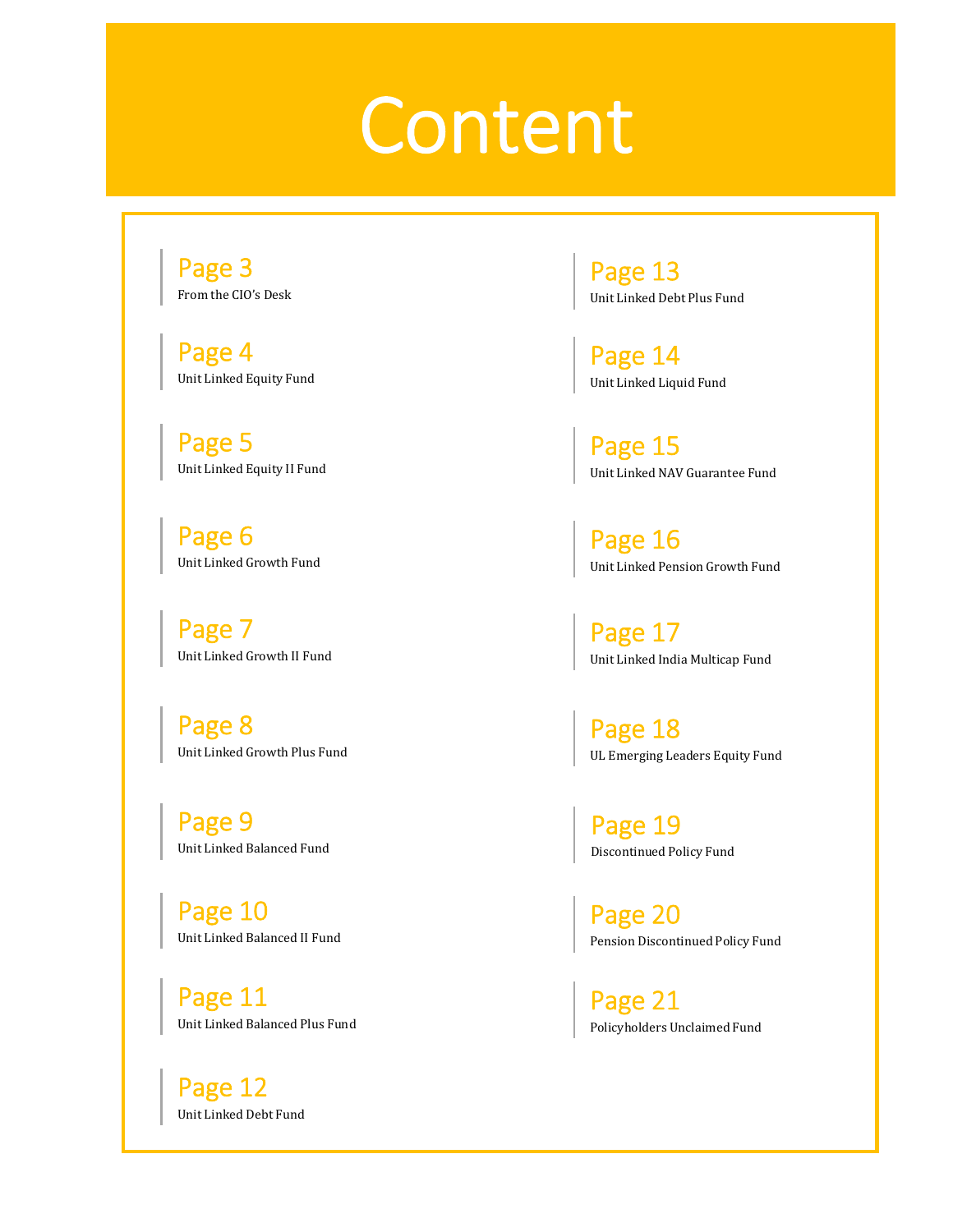# Content

**Page 3**
From the CIO's Desk

**Page 4**
Unit Linked Equity Fund

**Page 5**
Unit Linked Equity II Fund

**Page 6**
Unit Linked Growth Fund

**Page 7**
Unit Linked Growth II Fund

**Page 8**
Unit Linked Growth Plus Fund

**Page 9**
Unit Linked Balanced Fund

**Page 10**
Unit Linked Balanced II Fund

**Page 11**
Unit Linked Balanced Plus Fund

**Page 12**
Unit Linked Debt Fund

**Page 13**
Unit Linked Debt Plus Fund

**Page 14**
Unit Linked Liquid Fund

**Page 15**
Unit Linked NAV Guarantee Fund

**Page 16**
Unit Linked Pension Growth Fund

**Page 17**
Unit Linked India Multicap Fund

**Page 18**
UL Emerging Leaders Equity Fund

**Page 19**
Discontinued Policy Fund

**Page 20**
Pension Discontinued Policy Fund

**Page 21**
Policyholders Unclaimed Fund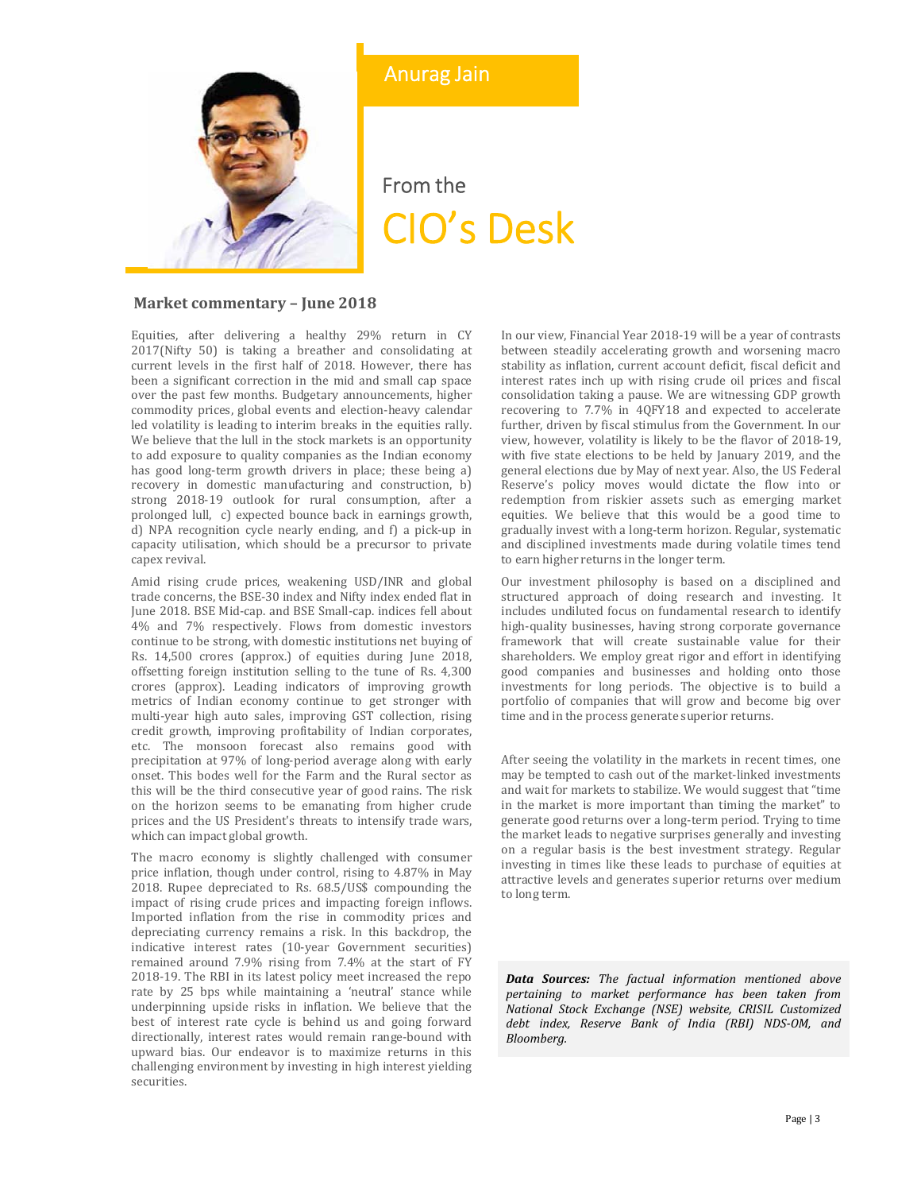Anurag Jain

From the

# CIO's Desk

## Market commentary – June 2018

Equities, after delivering a healthy 29% return in CY 2017(Nifty 50) is taking a breather and consolidating at current levels in the first half of 2018. However, there has been a significant correction in the mid and small cap space over the past few months. Budgetary announcements, higher commodity prices, global events and election-heavy calendar led volatility is leading to interim breaks in the equities rally. We believe that the lull in the stock markets is an opportunity to add exposure to quality companies as the Indian economy has good long-term growth drivers in place; these being a) recovery in domestic manufacturing and construction, b) strong 2018-19 outlook for rural consumption, after a prolonged lull, c) expected bounce back in earnings growth, d) NPA recognition cycle nearly ending, and f) a pick-up in capacity utilisation, which should be a precursor to private capex revival.

Amid rising crude prices, weakening USD/INR and global trade concerns, the BSE-30 index and Nifty index ended flat in June 2018. BSE Mid-cap. and BSE Small-cap. indices fell about 4% and 7% respectively. Flows from domestic investors continue to be strong, with domestic institutions net buying of Rs. 14,500 crores (approx.) of equities during June 2018, offsetting foreign institution selling to the tune of Rs. 4,300 crores (approx). Leading indicators of improving growth metrics of Indian economy continue to get stronger with multi-year high auto sales, improving GST collection, rising credit growth, improving profitability of Indian corporates, etc. The monsoon forecast also remains good with precipitation at 97% of long-period average along with early onset. This bodes well for the Farm and the Rural sector as this will be the third consecutive year of good rains. The risk on the horizon seems to be emanating from higher crude prices and the US President's threats to intensify trade wars, which can impact global growth.

The macro economy is slightly challenged with consumer price inflation, though under control, rising to 4.87% in May 2018. Rupee depreciated to Rs. 68.5/US$ compounding the impact of rising crude prices and impacting foreign inflows. Imported inflation from the rise in commodity prices and depreciating currency remains a risk. In this backdrop, the indicative interest rates (10-year Government securities) remained around 7.9% rising from 7.4% at the start of FY 2018-19. The RBI in its latest policy meet increased the repo rate by 25 bps while maintaining a 'neutral' stance while underpinning upside risks in inflation. We believe that the best of interest rate cycle is behind us and going forward directionally, interest rates would remain range-bound with upward bias. Our endeavor is to maximize returns in this challenging environment by investing in high interest yielding securities.

In our view, Financial Year 2018-19 will be a year of contrasts between steadily accelerating growth and worsening macro stability as inflation, current account deficit, fiscal deficit and interest rates inch up with rising crude oil prices and fiscal consolidation taking a pause. We are witnessing GDP growth recovering to 7.7% in 4QFY18 and expected to accelerate further, driven by fiscal stimulus from the Government. In our view, however, volatility is likely to be the flavor of 2018-19, with five state elections to be held by January 2019, and the general elections due by May of next year. Also, the US Federal Reserve's policy moves would dictate the flow into or redemption from riskier assets such as emerging market equities. We believe that this would be a good time to gradually invest with a long-term horizon. Regular, systematic and disciplined investments made during volatile times tend to earn higher returns in the longer term.

Our investment philosophy is based on a disciplined and structured approach of doing research and investing. It includes undiluted focus on fundamental research to identify high-quality businesses, having strong corporate governance framework that will create sustainable value for their shareholders. We employ great rigor and effort in identifying good companies and businesses and holding onto those investments for long periods. The objective is to build a portfolio of companies that will grow and become big over time and in the process generate superior returns.

After seeing the volatility in the markets in recent times, one may be tempted to cash out of the market-linked investments and wait for markets to stabilize. We would suggest that "time in the market is more important than timing the market" to generate good returns over a long-term period. Trying to time the market leads to negative surprises generally and investing on a regular basis is the best investment strategy. Regular investing in times like these leads to purchase of equities at attractive levels and generates superior returns over medium to long term.

***Data Sources:*** *The factual information mentioned above pertaining to market performance has been taken from National Stock Exchange (NSE) website, CRISIL Customized debt index, Reserve Bank of India (RBI) NDS-OM, and Bloomberg.*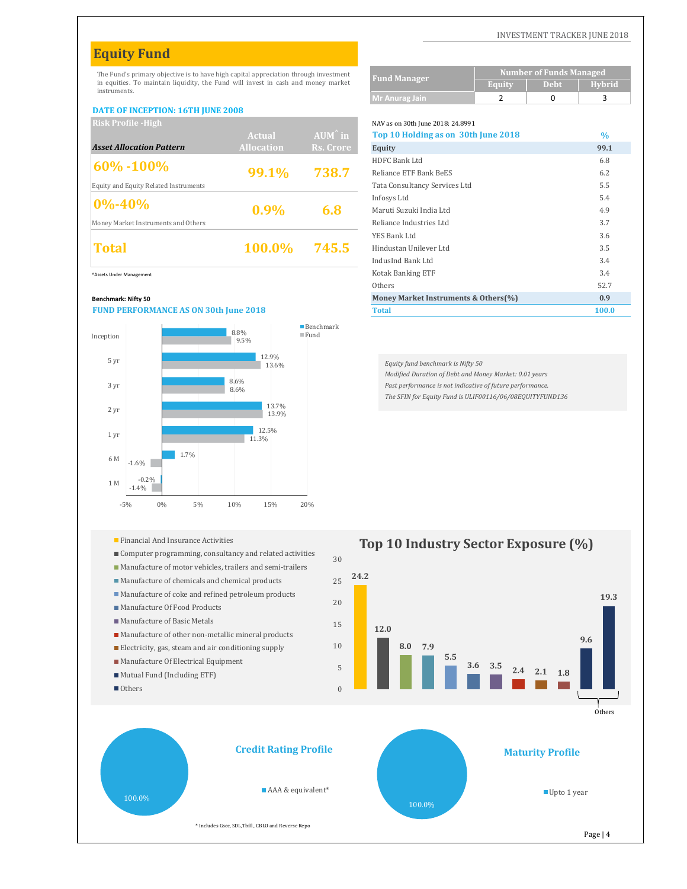# Equity Fund

The Fund's primary objective is to have high capital appreciation through investment in equities. To maintain liquidity, the Fund will invest in cash and money market instruments.

| Fund Manager | Number of Funds Managed | | |
|---|---|---|---|
| | Equity | Debt | Hybrid |
| Mr Anurag Jain | 2 | 0 | 3 |

**DATE OF INCEPTION: 16TH JUNE 2008**

**Risk Profile -High**

| Asset Allocation Pattern | Actual Allocation | AUM^ in Rs. Crore |
|---|---|---|
| **60% -100%** Equity and Equity Related Instruments | 99.1% | 738.7 |
| **0%-40%** Money Market Instruments and Others | 0.9% | 6.8 |
| **Total** | 100.0% | 745.5 |

^Assets Under Management

NAV as on 30th June 2018: 24.8991

| Top 10 Holding as on 30th June 2018 | % |
|---|---|
| **Equity** | **99.1** |
| HDFC Bank Ltd | 6.8 |
| Reliance ETF Bank BeES | 6.2 |
| Tata Consultancy Services Ltd | 5.5 |
| Infosys Ltd | 5.4 |
| Maruti Suzuki India Ltd | 4.9 |
| Reliance Industries Ltd | 3.7 |
| YES Bank Ltd | 3.6 |
| Hindustan Unilever Ltd | 3.5 |
| IndusInd Bank Ltd | 3.4 |
| Kotak Banking ETF | 3.4 |
| Others | 52.7 |
| **Money Market Instruments & Others(%)** | **0.9** |
| **Total** | **100.0** |

**Benchmark: Nifty 50**

**FUND PERFORMANCE AS ON 30th June 2018**

Benchmark
Fund

Inception: 8.8%, 9.5%
5 yr: 12.9%, 13.6%
3 yr: 8.6%, 8.6%
2 yr: 13.7%, 13.9%
1 yr: 12.5%, 11.3%
6 M: 1.7%, -1.6%
1 M: -0.2%, -1.4%

-5% 0% 5% 10% 15% 20%

*Equity fund benchmark is Nifty 50*
*Modified Duration of Debt and Money Market: 0.01 years*
*Past performance is not indicative of future performance.*
*The SFIN for Equity Fund is ULIF00116/06/08EQUITYFUND136*

## Top 10 Industry Sector Exposure (%)

Financial And Insurance Activities
Computer programming, consultancy and related activities
Manufacture of motor vehicles, trailers and semi-trailers
Manufacture of chemicals and chemical products
Manufacture of coke and refined petroleum products
Manufacture Of Food Products
Manufacture of Basic Metals
Manufacture of other non-metallic mineral products
Electricity, gas, steam and air conditioning supply
Manufacture Of Electrical Equipment
Mutual Fund (Including ETF)
Others

0 5 10 15 20 25 30

24.2, 12.0, 8.0, 7.9, 5.5, 3.6, 3.5, 2.4, 2.1, 1.8, 9.6, 19.3

Others

## Credit Rating Profile

AAA & equivalent*
100.0%

\* Includes Gsec, SDL,Tbill, CBLO and Reverse Repo

## Maturity Profile

Upto 1 year
100.0%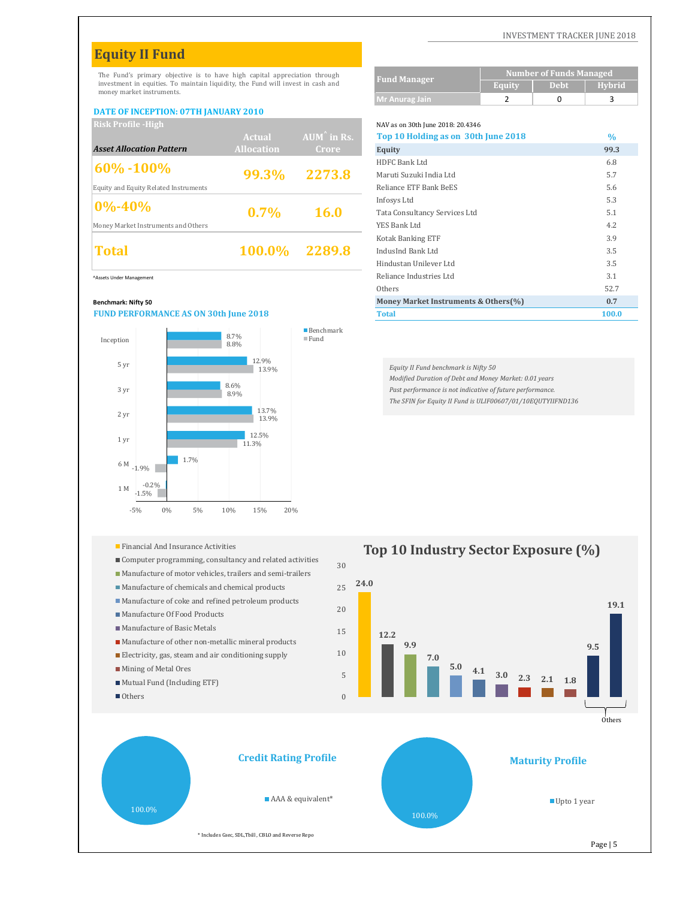# Equity II Fund

The Fund's primary objective is to have high capital appreciation through investment in equities. To maintain liquidity, the Fund will invest in cash and money market instruments.

**DATE OF INCEPTION: 07TH JANUARY 2010**

| Fund Manager | Number of Funds Managed | | |
|---|---|---|---|
| | Equity | Debt | Hybrid |
| Mr Anurag Jain | 2 | 0 | 3 |

**Risk Profile -High**

| Asset Allocation Pattern | Actual Allocation | AUM^ in Rs. Crore |
|---|---|---|
| 60% -100% Equity and Equity Related Instruments | 99.3% | 2273.8 |
| 0%-40% Money Market Instruments and Others | 0.7% | 16.0 |
| Total | 100.0% | 2289.8 |

^Assets Under Management

NAV as on 30th June 2018: 20.4346

| Top 10 Holding as on 30th June 2018 | % |
|---|---|
| **Equity** | **99.3** |
| HDFC Bank Ltd | 6.8 |
| Maruti Suzuki India Ltd | 5.7 |
| Reliance ETF Bank BeES | 5.6 |
| Infosys Ltd | 5.3 |
| Tata Consultancy Services Ltd | 5.1 |
| YES Bank Ltd | 4.2 |
| Kotak Banking ETF | 3.9 |
| IndusInd Bank Ltd | 3.5 |
| Hindustan Unilever Ltd | 3.5 |
| Reliance Industries Ltd | 3.1 |
| Others | 52.7 |
| **Money Market Instruments & Others(%)** | **0.7** |
| **Total** | **100.0** |

**Benchmark: Nifty 50**

**FUND PERFORMANCE AS ON 30th June 2018**

| Period | Benchmark | Fund |
|---|---|---|
| Inception | 8.7% | 8.8% |
| 5 yr | 12.9% | 13.9% |
| 3 yr | 8.6% | 8.9% |
| 2 yr | 13.7% | 13.9% |
| 1 yr | 12.5% | 11.3% |
| 6 M | 1.7% | -1.9% |
| 1 M | -0.2% | -1.5% |

*Equity II Fund benchmark is Nifty 50*
*Modified Duration of Debt and Money Market: 0.01 years*
*Past performance is not indicative of future performance.*
*The SFIN for Equity II Fund is ULIF00607/01/10EQUTYIIFND136*

## Top 10 Industry Sector Exposure (%)

| Sector | % |
|---|---|
| Financial And Insurance Activities | 24.0 |
| Computer programming, consultancy and related activities | 12.2 |
| Manufacture of motor vehicles, trailers and semi-trailers | 9.9 |
| Manufacture of chemicals and chemical products | 7.0 |
| Manufacture of coke and refined petroleum products | 5.0 |
| Manufacture Of Food Products | 4.1 |
| Manufacture of Basic Metals | 3.0 |
| Manufacture of other non-metallic mineral products | 2.3 |
| Electricity, gas, steam and air conditioning supply | 2.1 |
| Mining of Metal Ores | 1.8 |
| Mutual Fund (Including ETF) (Others) | 9.5 |
| Others (Others) | 19.1 |

**Credit Rating Profile**

AAA & equivalent*: 100.0%

\* Includes Gsec, SDL,Tbill, CBLO and Reverse Repo

**Maturity Profile**

Upto 1 year: 100.0%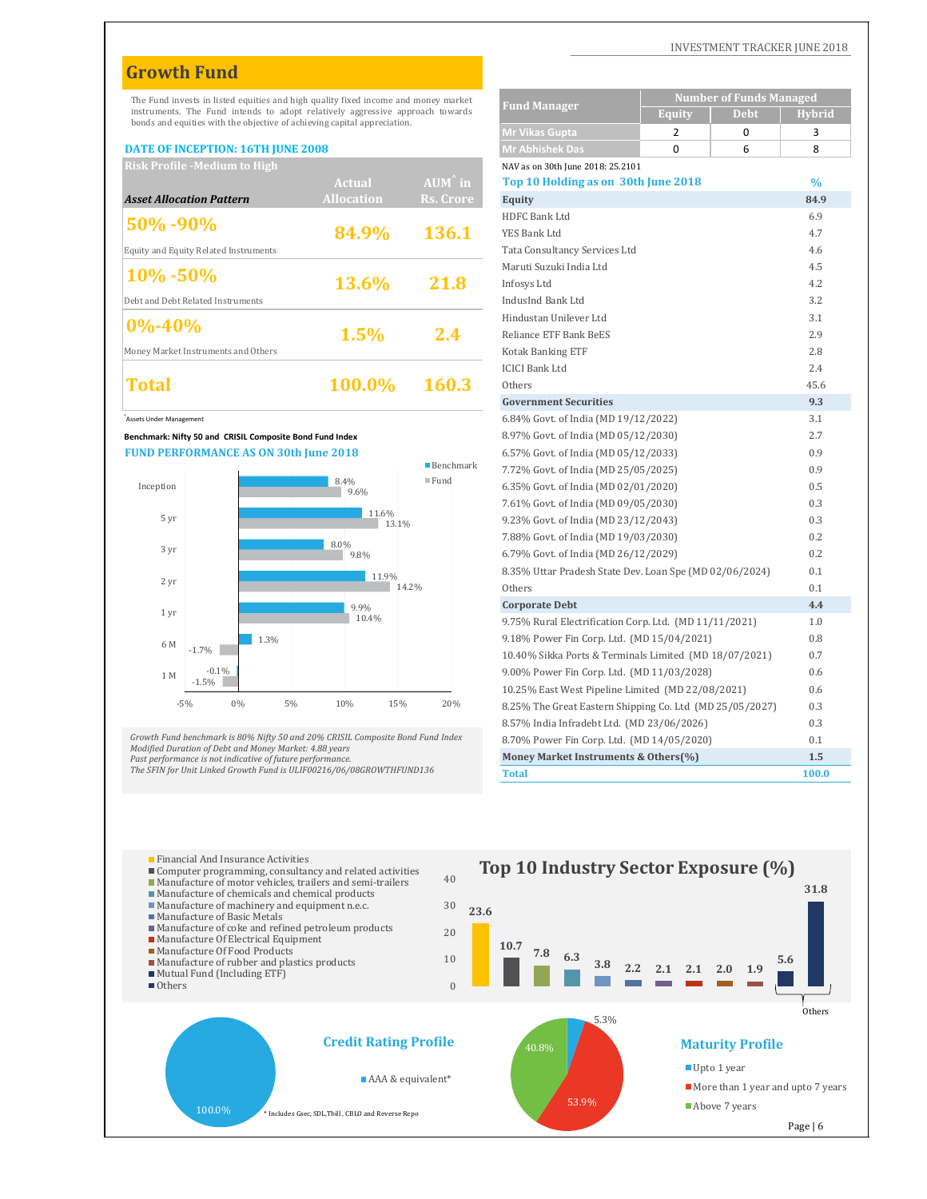# Growth Fund

The Fund invests in listed equities and high quality fixed income and money market instruments. The Fund intends to adopt relatively aggressive approach towards bonds and equities with the objective of achieving capital appreciation.

**DATE OF INCEPTION: 16TH JUNE 2008**

**Risk Profile -Medium to High**

| Asset Allocation Pattern | Actual Allocation | AUM^ in Rs. Crore |
|---|---|---|
| 50% -90% Equity and Equity Related Instruments | 84.9% | 136.1 |
| 10% -50% Debt and Debt Related Instruments | 13.6% | 21.8 |
| 0%-40% Money Market Instruments and Others | 1.5% | 2.4 |
| Total | 100.0% | 160.3 |

^Assets Under Management

**Benchmark: Nifty 50 and CRISIL Composite Bond Fund Index**

**FUND PERFORMANCE AS ON 30th June 2018**

Benchmark
Fund

Inception 8.4% 9.6%
5 yr 11.6% 13.1%
3 yr 8.0% 9.8%
2 yr 11.9% 14.2%
1 yr 9.9% 10.4%
6 M 1.3% -1.7%
1 M -0.1% -1.5%

-5% 0% 5% 10% 15% 20%

*Growth Fund benchmark is 80% Nifty 50 and 20% CRISIL Composite Bond Fund Index*
*Modified Duration of Debt and Money Market: 4.88 years*
*Past performance is not indicative of future performance.*
*The SFIN for Unit Linked Growth Fund is ULIF00216/06/08GROWTHFUND136*

| Fund Manager | Number of Funds Managed | | |
|---|---|---|---|
| | Equity | Debt | Hybrid |
| Mr Vikas Gupta | 2 | 0 | 3 |
| Mr Abhishek Das | 0 | 6 | 8 |

NAV as on 30th June 2018: 25.2101

| Top 10 Holding as on 30th June 2018 | % |
|---|---|
| **Equity** | **84.9** |
| HDFC Bank Ltd | 6.9 |
| YES Bank Ltd | 4.7 |
| Tata Consultancy Services Ltd | 4.6 |
| Maruti Suzuki India Ltd | 4.5 |
| Infosys Ltd | 4.2 |
| IndusInd Bank Ltd | 3.2 |
| Hindustan Unilever Ltd | 3.1 |
| Reliance ETF Bank BeES | 2.9 |
| Kotak Banking ETF | 2.8 |
| ICICI Bank Ltd | 2.4 |
| Others | 45.6 |
| **Government Securities** | **9.3** |
| 6.84% Govt. of India (MD 19/12/2022) | 3.1 |
| 8.97% Govt. of India (MD 05/12/2030) | 2.7 |
| 6.57% Govt. of India (MD 05/12/2033) | 0.9 |
| 7.72% Govt. of India (MD 25/05/2025) | 0.9 |
| 6.35% Govt. of India (MD 02/01/2020) | 0.5 |
| 7.61% Govt. of India (MD 09/05/2030) | 0.3 |
| 9.23% Govt. of India (MD 23/12/2043) | 0.3 |
| 7.88% Govt. of India (MD 19/03/2030) | 0.2 |
| 6.79% Govt. of India (MD 26/12/2029) | 0.2 |
| 8.35% Uttar Pradesh State Dev. Loan Spe (MD 02/06/2024) | 0.1 |
| Others | 0.1 |
| **Corporate Debt** | **4.4** |
| 9.75% Rural Electrification Corp. Ltd. (MD 11/11/2021) | 1.0 |
| 9.18% Power Fin Corp. Ltd. (MD 15/04/2021) | 0.8 |
| 10.40% Sikka Ports & Terminals Limited (MD 18/07/2021) | 0.7 |
| 9.00% Power Fin Corp. Ltd. (MD 11/03/2028) | 0.6 |
| 10.25% East West Pipeline Limited (MD 22/08/2021) | 0.6 |
| 8.25% The Great Eastern Shipping Co. Ltd (MD 25/05/2027) | 0.3 |
| 8.57% India Infradebt Ltd. (MD 23/06/2026) | 0.3 |
| 8.70% Power Fin Corp. Ltd. (MD 14/05/2020) | 0.1 |
| **Money Market Instruments & Others(%)** | **1.5** |
| **Total** | **100.0** |

## Top 10 Industry Sector Exposure (%)

- Financial And Insurance Activities
- Computer programming, consultancy and related activities
- Manufacture of motor vehicles, trailers and semi-trailers
- Manufacture of chemicals and chemical products
- Manufacture of machinery and equipment n.e.c.
- Manufacture of Basic Metals
- Manufacture of coke and refined petroleum products
- Manufacture Of Electrical Equipment
- Manufacture Of Food Products
- Manufacture of rubber and plastics products
- Mutual Fund (Including ETF)
- Others

0 10 20 30 40

23.6 10.7 7.8 6.3 3.8 2.2 2.1 2.1 2.0 1.9 5.6 31.8

Others

## Credit Rating Profile

AAA & equivalent*

100.0%

\* Includes Gsec, SDL,Tbill, CBLO and Reverse Repo

## Maturity Profile

Upto 1 year
More than 1 year and upto 7 years
Above 7 years

5.3%
53.9%
40.8%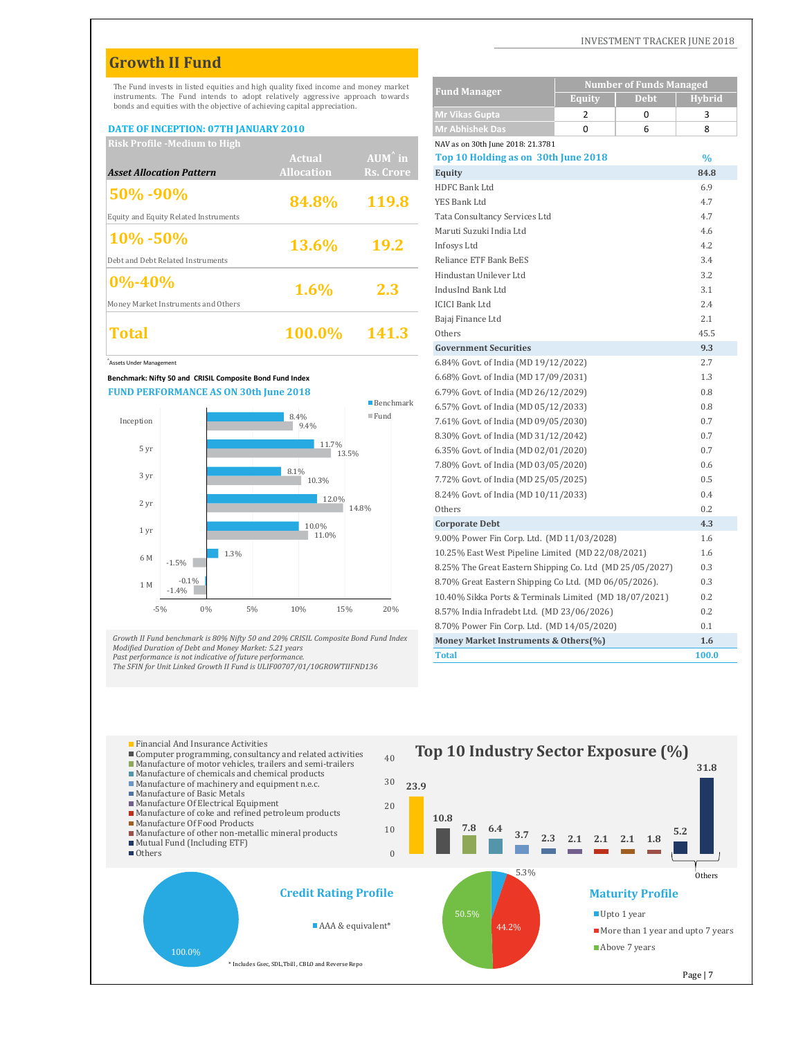# Growth II Fund

The Fund invests in listed equities and high quality fixed income and money market instruments. The Fund intends to adopt relatively aggressive approach towards bonds and equities with the objective of achieving capital appreciation.

**DATE OF INCEPTION: 07TH JANUARY 2010**

**Risk Profile -Medium to High**

| *Asset Allocation Pattern* | Actual Allocation | AUM^ in Rs. Crore |
|---|---|---|
| **50% -90%** Equity and Equity Related Instruments | 84.8% | 119.8 |
| **10% -50%** Debt and Debt Related Instruments | 13.6% | 19.2 |
| **0%-40%** Money Market Instruments and Others | 1.6% | 2.3 |
| **Total** | 100.0% | 141.3 |

^Assets Under Management

**Benchmark: Nifty 50 and CRISIL Composite Bond Fund Index**

**FUND PERFORMANCE AS ON 30th June 2018**

Benchmark
Fund

Inception: 8.4%, 9.4%
5 yr: 11.7%, 13.5%
3 yr: 8.1%, 10.3%
2 yr: 12.0%, 14.8%
1 yr: 10.0%, 11.0%
6 M: 1.3%, -1.5%
1 M: -0.1%, -1.4%

-5% 0% 5% 10% 15% 20%

*Growth II Fund benchmark is 80% Nifty 50 and 20% CRISIL Composite Bond Fund Index*
*Modified Duration of Debt and Money Market: 5.21 years*
*Past performance is not indicative of future performance.*
*The SFIN for Unit Linked Growth II Fund is ULIF00707/01/10GROWTIIFND136*

| Fund Manager | Number of Funds Managed | | |
|---|---|---|---|
| | Equity | Debt | Hybrid |
| Mr Vikas Gupta | 2 | 0 | 3 |
| Mr Abhishek Das | 0 | 6 | 8 |

NAV as on 30th June 2018: 21.3781

| Top 10 Holding as on 30th June 2018 | % |
|---|---|
| **Equity** | **84.8** |
| HDFC Bank Ltd | 6.9 |
| YES Bank Ltd | 4.7 |
| Tata Consultancy Services Ltd | 4.7 |
| Maruti Suzuki India Ltd | 4.6 |
| Infosys Ltd | 4.2 |
| Reliance ETF Bank BeES | 3.4 |
| Hindustan Unilever Ltd | 3.2 |
| IndusInd Bank Ltd | 3.1 |
| ICICI Bank Ltd | 2.4 |
| Bajaj Finance Ltd | 2.1 |
| Others | 45.5 |
| **Government Securities** | **9.3** |
| 6.84% Govt. of India (MD 19/12/2022) | 2.7 |
| 6.68% Govt. of India (MD 17/09/2031) | 1.3 |
| 6.79% Govt. of India (MD 26/12/2029) | 0.8 |
| 6.57% Govt. of India (MD 05/12/2033) | 0.8 |
| 7.61% Govt. of India (MD 09/05/2030) | 0.7 |
| 8.30% Govt. of India (MD 31/12/2042) | 0.7 |
| 6.35% Govt. of India (MD 02/01/2020) | 0.7 |
| 7.80% Govt. of India (MD 03/05/2020) | 0.6 |
| 7.72% Govt. of India (MD 25/05/2025) | 0.5 |
| 8.24% Govt. of India (MD 10/11/2033) | 0.4 |
| Others | 0.2 |
| **Corporate Debt** | **4.3** |
| 9.00% Power Fin Corp. Ltd. (MD 11/03/2028) | 1.6 |
| 10.25% East West Pipeline Limited (MD 22/08/2021) | 1.6 |
| 8.25% The Great Eastern Shipping Co. Ltd (MD 25/05/2027) | 0.3 |
| 8.70% Great Eastern Shipping Co Ltd. (MD 06/05/2026). | 0.3 |
| 10.40% Sikka Ports & Terminals Limited (MD 18/07/2021) | 0.2 |
| 8.57% India Infradebt Ltd. (MD 23/06/2026) | 0.2 |
| 8.70% Power Fin Corp. Ltd. (MD 14/05/2020) | 0.1 |
| **Money Market Instruments & Others(%)** | **1.6** |
| **Total** | **100.0** |

## Top 10 Industry Sector Exposure (%)

- Financial And Insurance Activities
- Computer programming, consultancy and related activities
- Manufacture of motor vehicles, trailers and semi-trailers
- Manufacture of chemicals and chemical products
- Manufacture of machinery and equipment n.e.c.
- Manufacture of Basic Metals
- Manufacture Of Electrical Equipment
- Manufacture of coke and refined petroleum products
- Manufacture Of Food Products
- Manufacture of other non-metallic mineral products
- Mutual Fund (Including ETF)
- Others

23.9 10.8 7.8 6.4 3.7 2.3 2.1 2.1 2.1 1.8 5.2 31.8

Others

## Credit Rating Profile

AAA & equivalent*: 100.0%

\* Includes Gsec, SDL,Tbill, CBLO and Reverse Repo

## Maturity Profile

- Upto 1 year: 5.3%
- More than 1 year and upto 7 years: 44.2%
- Above 7 years: 50.5%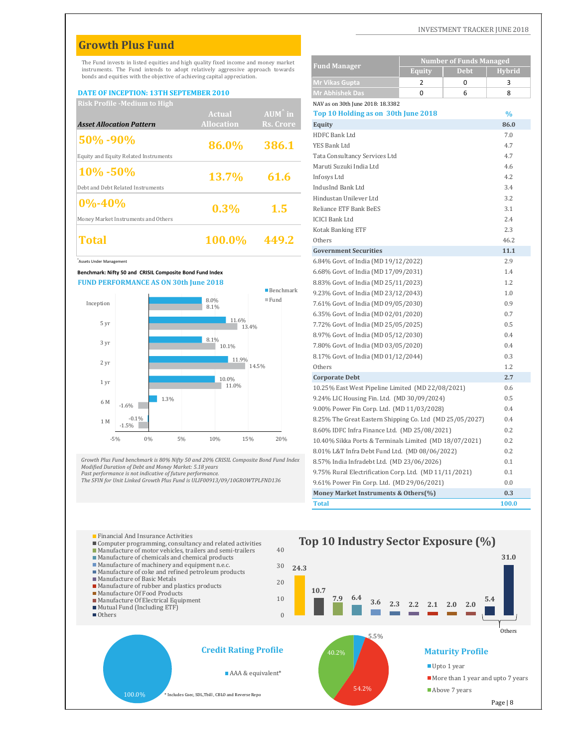# Growth Plus Fund

The Fund invests in listed equities and high quality fixed income and money market instruments. The Fund intends to adopt relatively aggressive approach towards bonds and equities with the objective of achieving capital appreciation.

**DATE OF INCEPTION: 13TH SEPTEMBER 2010**

**Risk Profile -Medium to High**

| Asset Allocation Pattern | Actual Allocation | AUM^ in Rs. Crore |
|---|---|---|
| **50% -90%** Equity and Equity Related Instruments | 86.0% | 386.1 |
| **10% -50%** Debt and Debt Related Instruments | 13.7% | 61.6 |
| **0%-40%** Money Market Instruments and Others | 0.3% | 1.5 |
| **Total** | 100.0% | 449.2 |

^Assets Under Management

**Benchmark: Nifty 50 and CRISIL Composite Bond Fund Index**

**FUND PERFORMANCE AS ON 30th June 2018**

Benchmark
Fund

Inception 8.0% 8.1%
5 yr 11.6% 13.4%
3 yr 8.1% 10.1%
2 yr 11.9% 14.5%
1 yr 10.0% 11.0%
6 M 1.3% -1.6%
1 M -0.1% -1.5%

-5% 0% 5% 10% 15% 20%

*Growth Plus Fund benchmark is 80% Nifty 50 and 20% CRISIL Composite Bond Fund Index*
*Modified Duration of Debt and Money Market: 5.18 years*
*Past performance is not indicative of future performance.*
*The SFIN for Unit Linked Growth Plus Fund is ULIF00913/09/10GROWTPLFND136*

| Fund Manager | Number of Funds Managed | | |
|---|---|---|---|
| | Equity | Debt | Hybrid |
| Mr Vikas Gupta | 2 | 0 | 3 |
| Mr Abhishek Das | 0 | 6 | 8 |

NAV as on 30th June 2018: 18.3382

| Top 10 Holding as on 30th June 2018 | % |
|---|---|
| **Equity** | **86.0** |
| HDFC Bank Ltd | 7.0 |
| YES Bank Ltd | 4.7 |
| Tata Consultancy Services Ltd | 4.7 |
| Maruti Suzuki India Ltd | 4.6 |
| Infosys Ltd | 4.2 |
| IndusInd Bank Ltd | 3.4 |
| Hindustan Unilever Ltd | 3.2 |
| Reliance ETF Bank BeES | 3.1 |
| ICICI Bank Ltd | 2.4 |
| Kotak Banking ETF | 2.3 |
| Others | 46.2 |
| **Government Securities** | **11.1** |
| 6.84% Govt. of India (MD 19/12/2022) | 2.9 |
| 6.68% Govt. of India (MD 17/09/2031) | 1.4 |
| 8.83% Govt. of India (MD 25/11/2023) | 1.2 |
| 9.23% Govt. of India (MD 23/12/2043) | 1.0 |
| 7.61% Govt. of India (MD 09/05/2030) | 0.9 |
| 6.35% Govt. of India (MD 02/01/2020) | 0.7 |
| 7.72% Govt. of India (MD 25/05/2025) | 0.5 |
| 8.97% Govt. of India (MD 05/12/2030) | 0.4 |
| 7.80% Govt. of India (MD 03/05/2020) | 0.4 |
| 8.17% Govt. of India (MD 01/12/2044) | 0.3 |
| Others | 1.2 |
| **Corporate Debt** | **2.7** |
| 10.25% East West Pipeline Limited (MD 22/08/2021) | 0.6 |
| 9.24% LIC Housing Fin. Ltd. (MD 30/09/2024) | 0.5 |
| 9.00% Power Fin Corp. Ltd. (MD 11/03/2028) | 0.4 |
| 8.25% The Great Eastern Shipping Co. Ltd (MD 25/05/2027) | 0.4 |
| 8.60% IDFC Infra Finance Ltd. (MD 25/08/2021) | 0.2 |
| 10.40% Sikka Ports & Terminals Limited (MD 18/07/2021) | 0.2 |
| 8.01% L&T Infra Debt Fund Ltd. (MD 08/06/2022) | 0.2 |
| 8.57% India Infradebt Ltd. (MD 23/06/2026) | 0.1 |
| 9.75% Rural Electrification Corp. Ltd. (MD 11/11/2021) | 0.1 |
| 9.61% Power Fin Corp. Ltd. (MD 29/06/2021) | 0.0 |
| **Money Market Instruments & Others(%)** | **0.3** |
| **Total** | **100.0** |

## Top 10 Industry Sector Exposure (%)

- Financial And Insurance Activities
- Computer programming, consultancy and related activities
- Manufacture of motor vehicles, trailers and semi-trailers
- Manufacture of chemicals and chemical products
- Manufacture of machinery and equipment n.e.c.
- Manufacture of coke and refined petroleum products
- Manufacture of Basic Metals
- Manufacture of rubber and plastics products
- Manufacture Of Food Products
- Manufacture Of Electrical Equipment
- Mutual Fund (Including ETF)
- Others

24.3 10.7 7.9 6.4 3.6 2.3 2.2 2.1 2.0 2.0 5.4 31.0

Others

## Credit Rating Profile

AAA & equivalent*
100.0%

\* Includes Gsec, SDL,Tbill, CBLO and Reverse Repo

## Maturity Profile

Upto 1 year 5.5%
More than 1 year and upto 7 years 54.2%
Above 7 years 40.2%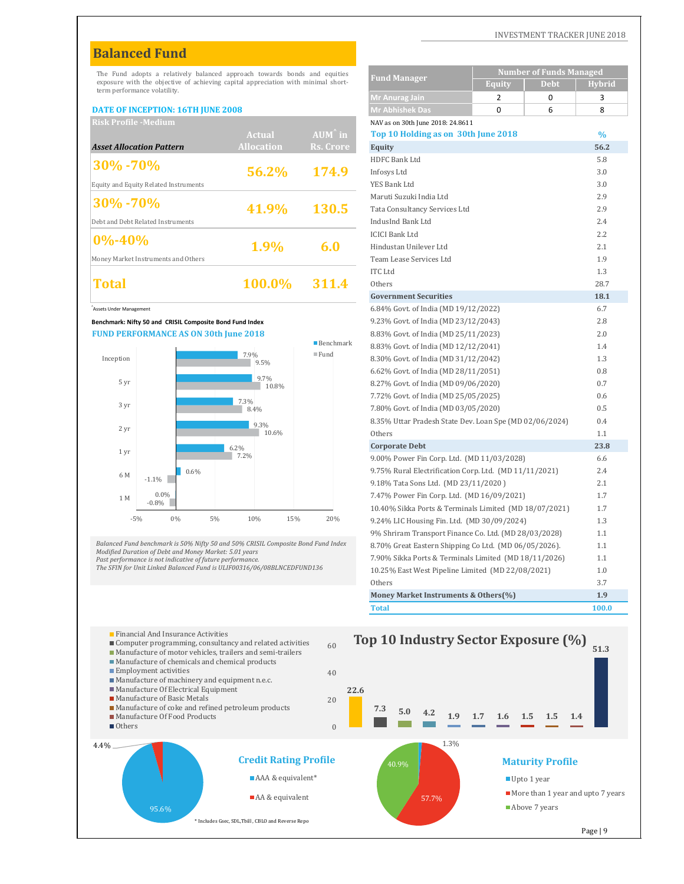# Balanced Fund

The Fund adopts a relatively balanced approach towards bonds and equities exposure with the objective of achieving capital appreciation with minimal short-term performance volatility.

**DATE OF INCEPTION: 16TH JUNE 2008**

**Risk Profile -Medium**

| Asset Allocation Pattern | Actual Allocation | AUM^ in Rs. Crore |
|---|---|---|
| 30% -70% Equity and Equity Related Instruments | 56.2% | 174.9 |
| 30% -70% Debt and Debt Related Instruments | 41.9% | 130.5 |
| 0%-40% Money Market Instruments and Others | 1.9% | 6.0 |
| Total | 100.0% | 311.4 |

^Assets Under Management

**Benchmark: Nifty 50 and CRISIL Composite Bond Fund Index**

**FUND PERFORMANCE AS ON 30th June 2018**

Benchmark
Fund

Inception 7.9% 9.5%
5 yr 9.7% 10.8%
3 yr 7.3% 8.4%
2 yr 9.3% 10.6%
1 yr 6.2% 7.2%
6 M 0.6% -1.1%
1 M 0.0% -0.8%

-5% 0% 5% 10% 15% 20%

*Balanced Fund benchmark is 50% Nifty 50 and 50% CRISIL Composite Bond Fund Index*
*Modified Duration of Debt and Money Market: 5.01 years*
*Past performance is not indicative of future performance.*
*The SFIN for Unit Linked Balanced Fund is ULIF00316/06/08BLNCEDFUND136*

| Fund Manager | Number of Funds Managed | | |
|---|---|---|---|
| | Equity | Debt | Hybrid |
| Mr Anurag Jain | 2 | 0 | 3 |
| Mr Abhishek Das | 0 | 6 | 8 |

NAV as on 30th June 2018: 24.8611

| Top 10 Holding as on 30th June 2018 | % |
|---|---|
| **Equity** | **56.2** |
| HDFC Bank Ltd | 5.8 |
| Infosys Ltd | 3.0 |
| YES Bank Ltd | 3.0 |
| Maruti Suzuki India Ltd | 2.9 |
| Tata Consultancy Services Ltd | 2.9 |
| IndusInd Bank Ltd | 2.4 |
| ICICI Bank Ltd | 2.2 |
| Hindustan Unilever Ltd | 2.1 |
| Team Lease Services Ltd | 1.9 |
| ITC Ltd | 1.3 |
| Others | 28.7 |
| **Government Securities** | **18.1** |
| 6.84% Govt. of India (MD 19/12/2022) | 6.7 |
| 9.23% Govt. of India (MD 23/12/2043) | 2.8 |
| 8.83% Govt. of India (MD 25/11/2023) | 2.0 |
| 8.83% Govt. of India (MD 12/12/2041) | 1.4 |
| 8.30% Govt. of India (MD 31/12/2042) | 1.3 |
| 6.62% Govt. of India (MD 28/11/2051) | 0.8 |
| 8.27% Govt. of India (MD 09/06/2020) | 0.7 |
| 7.72% Govt. of India (MD 25/05/2025) | 0.6 |
| 7.80% Govt. of India (MD 03/05/2020) | 0.5 |
| 8.35% Uttar Pradesh State Dev. Loan Spe (MD 02/06/2024) | 0.4 |
| Others | 1.1 |
| **Corporate Debt** | **23.8** |
| 9.00% Power Fin Corp. Ltd. (MD 11/03/2028) | 6.6 |
| 9.75% Rural Electrification Corp. Ltd. (MD 11/11/2021) | 2.4 |
| 9.18% Tata Sons Ltd. (MD 23/11/2020 ) | 2.1 |
| 7.47% Power Fin Corp. Ltd. (MD 16/09/2021) | 1.7 |
| 10.40% Sikka Ports & Terminals Limited (MD 18/07/2021) | 1.7 |
| 9.24% LIC Housing Fin. Ltd. (MD 30/09/2024) | 1.3 |
| 9% Shriram Transport Finance Co. Ltd. (MD 28/03/2028) | 1.1 |
| 8.70% Great Eastern Shipping Co Ltd. (MD 06/05/2026). | 1.1 |
| 7.90% Sikka Ports & Terminals Limited (MD 18/11/2026) | 1.1 |
| 10.25% East West Pipeline Limited (MD 22/08/2021) | 1.0 |
| Others | 3.7 |
| **Money Market Instruments & Others(%)** | **1.9** |
| **Total** | **100.0** |

## Top 10 Industry Sector Exposure (%)

Financial And Insurance Activities
Computer programming, consultancy and related activities
Manufacture of motor vehicles, trailers and semi-trailers
Manufacture of chemicals and chemical products
Employment activities
Manufacture of machinery and equipment n.e.c.
Manufacture Of Electrical Equipment
Manufacture of Basic Metals
Manufacture of coke and refined petroleum products
Manufacture Of Food Products
Others

0 20 40 60

22.6 7.3 5.0 4.2 1.9 1.7 1.6 1.5 1.5 1.4 51.3

## Credit Rating Profile

AAA & equivalent*
AA & equivalent

95.6%
4.4%

* Includes Gsec, SDL,Tbill, CBLO and Reverse Repo

## Maturity Profile

Upto 1 year
More than 1 year and upto 7 years
Above 7 years

1.3%
57.7%
40.9%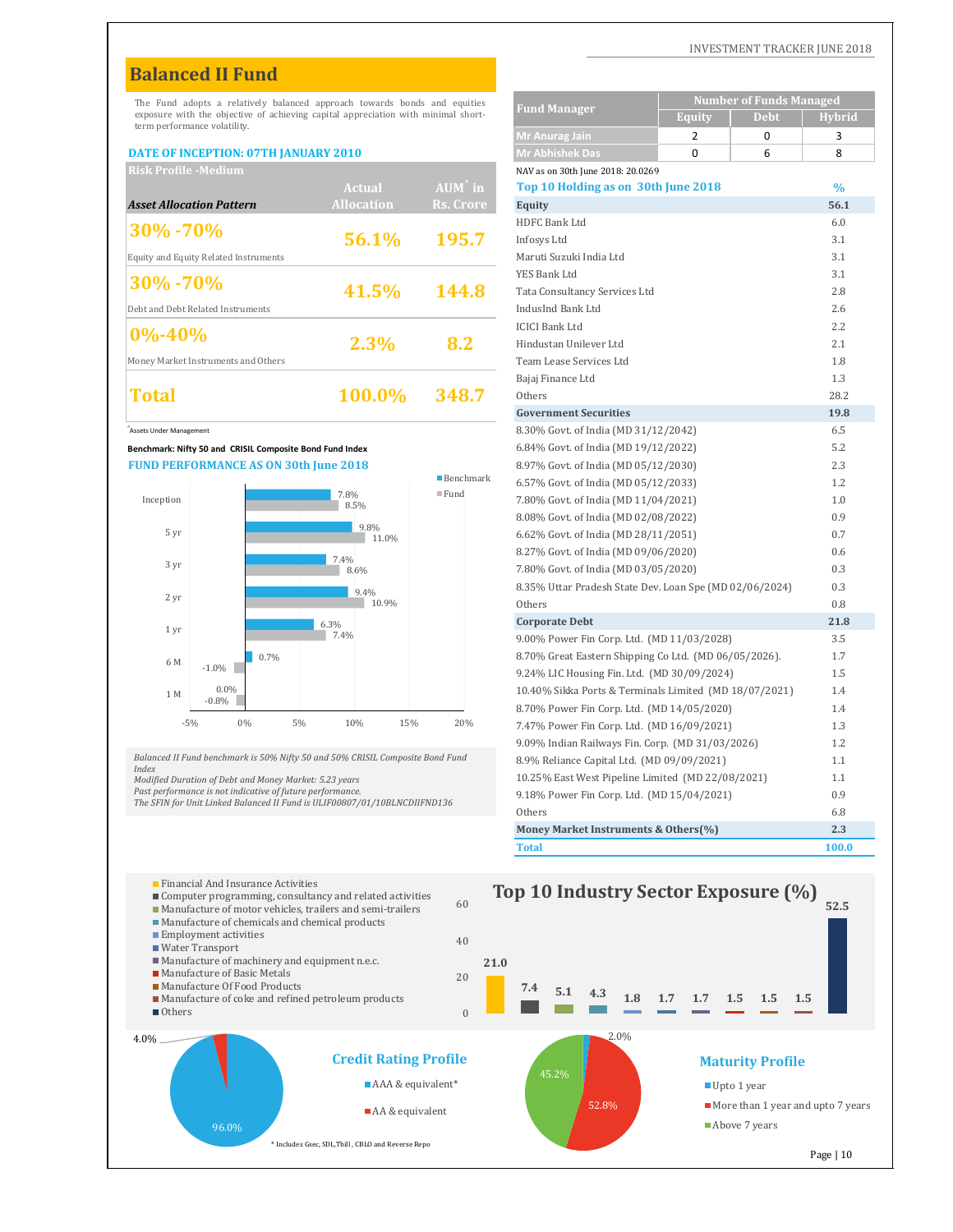# Balanced II Fund

The Fund adopts a relatively balanced approach towards bonds and equities exposure with the objective of achieving capital appreciation with minimal short-term performance volatility.

**DATE OF INCEPTION: 07TH JANUARY 2010**

**Risk Profile -Medium**

| Asset Allocation Pattern | Actual Allocation | AUM^ in Rs. Crore |
|---|---|---|
| 30% -70% Equity and Equity Related Instruments | 56.1% | 195.7 |
| 30% -70% Debt and Debt Related Instruments | 41.5% | 144.8 |
| 0%-40% Money Market Instruments and Others | 2.3% | 8.2 |
| Total | 100.0% | 348.7 |

^Assets Under Management

**Benchmark: Nifty 50 and CRISIL Composite Bond Fund Index**

**FUND PERFORMANCE AS ON 30th June 2018**

Benchmark
Fund

Inception 7.8% 8.5%
5 yr 9.8% 11.0%
3 yr 7.4% 8.6%
2 yr 9.4% 10.9%
1 yr 6.3% 7.4%
6 M 0.7% -1.0%
1 M 0.0% -0.8%

-5% 0% 5% 10% 15% 20%

*Balanced II Fund benchmark is 50% Nifty 50 and 50% CRISIL Composite Bond Fund Index*
*Modified Duration of Debt and Money Market: 5.23 years*
*Past performance is not indicative of future performance.*
*The SFIN for Unit Linked Balanced II Fund is ULIF00807/01/10BLNCDIIFND136*

| Fund Manager | Number of Funds Managed | | |
|---|---|---|---|
| | Equity | Debt | Hybrid |
| Mr Anurag Jain | 2 | 0 | 3 |
| Mr Abhishek Das | 0 | 6 | 8 |

NAV as on 30th June 2018: 20.0269

| Top 10 Holding as on 30th June 2018 | % |
|---|---|
| **Equity** | **56.1** |
| HDFC Bank Ltd | 6.0 |
| Infosys Ltd | 3.1 |
| Maruti Suzuki India Ltd | 3.1 |
| YES Bank Ltd | 3.1 |
| Tata Consultancy Services Ltd | 2.8 |
| IndusInd Bank Ltd | 2.6 |
| ICICI Bank Ltd | 2.2 |
| Hindustan Unilever Ltd | 2.1 |
| Team Lease Services Ltd | 1.8 |
| Bajaj Finance Ltd | 1.3 |
| Others | 28.2 |
| **Government Securities** | **19.8** |
| 8.30% Govt. of India (MD 31/12/2042) | 6.5 |
| 6.84% Govt. of India (MD 19/12/2022) | 5.2 |
| 8.97% Govt. of India (MD 05/12/2030) | 2.3 |
| 6.57% Govt. of India (MD 05/12/2033) | 1.2 |
| 7.80% Govt. of India (MD 11/04/2021) | 1.0 |
| 8.08% Govt. of India (MD 02/08/2022) | 0.9 |
| 6.62% Govt. of India (MD 28/11/2051) | 0.7 |
| 8.27% Govt. of India (MD 09/06/2020) | 0.6 |
| 7.80% Govt. of India (MD 03/05/2020) | 0.3 |
| 8.35% Uttar Pradesh State Dev. Loan Spe (MD 02/06/2024) | 0.3 |
| Others | 0.8 |
| **Corporate Debt** | **21.8** |
| 9.00% Power Fin Corp. Ltd. (MD 11/03/2028) | 3.5 |
| 8.70% Great Eastern Shipping Co Ltd. (MD 06/05/2026). | 1.7 |
| 9.24% LIC Housing Fin. Ltd. (MD 30/09/2024) | 1.5 |
| 10.40% Sikka Ports & Terminals Limited (MD 18/07/2021) | 1.4 |
| 8.70% Power Fin Corp. Ltd. (MD 14/05/2020) | 1.4 |
| 7.47% Power Fin Corp. Ltd. (MD 16/09/2021) | 1.3 |
| 9.09% Indian Railways Fin. Corp. (MD 31/03/2026) | 1.2 |
| 8.9% Reliance Capital Ltd. (MD 09/09/2021) | 1.1 |
| 10.25% East West Pipeline Limited (MD 22/08/2021) | 1.1 |
| 9.18% Power Fin Corp. Ltd. (MD 15/04/2021) | 0.9 |
| Others | 6.8 |
| **Money Market Instruments & Others(%)** | **2.3** |
| **Total** | **100.0** |

## Top 10 Industry Sector Exposure (%)

Financial And Insurance Activities
Computer programming, consultancy and related activities
Manufacture of motor vehicles, trailers and semi-trailers
Manufacture of chemicals and chemical products
Employment activities
Water Transport
Manufacture of machinery and equipment n.e.c.
Manufacture of Basic Metals
Manufacture Of Food Products
Manufacture of coke and refined petroleum products
Others

0 20 40 60

21.0 7.4 5.1 4.3 1.8 1.7 1.7 1.5 1.5 1.5 52.5

## Credit Rating Profile

AAA & equivalent*
AA & equivalent

96.0%
4.0%

\* Includes Gsec, SDL,Tbill, CBLO and Reverse Repo

## Maturity Profile

Upto 1 year
More than 1 year and upto 7 years
Above 7 years

2.0%
52.8%
45.2%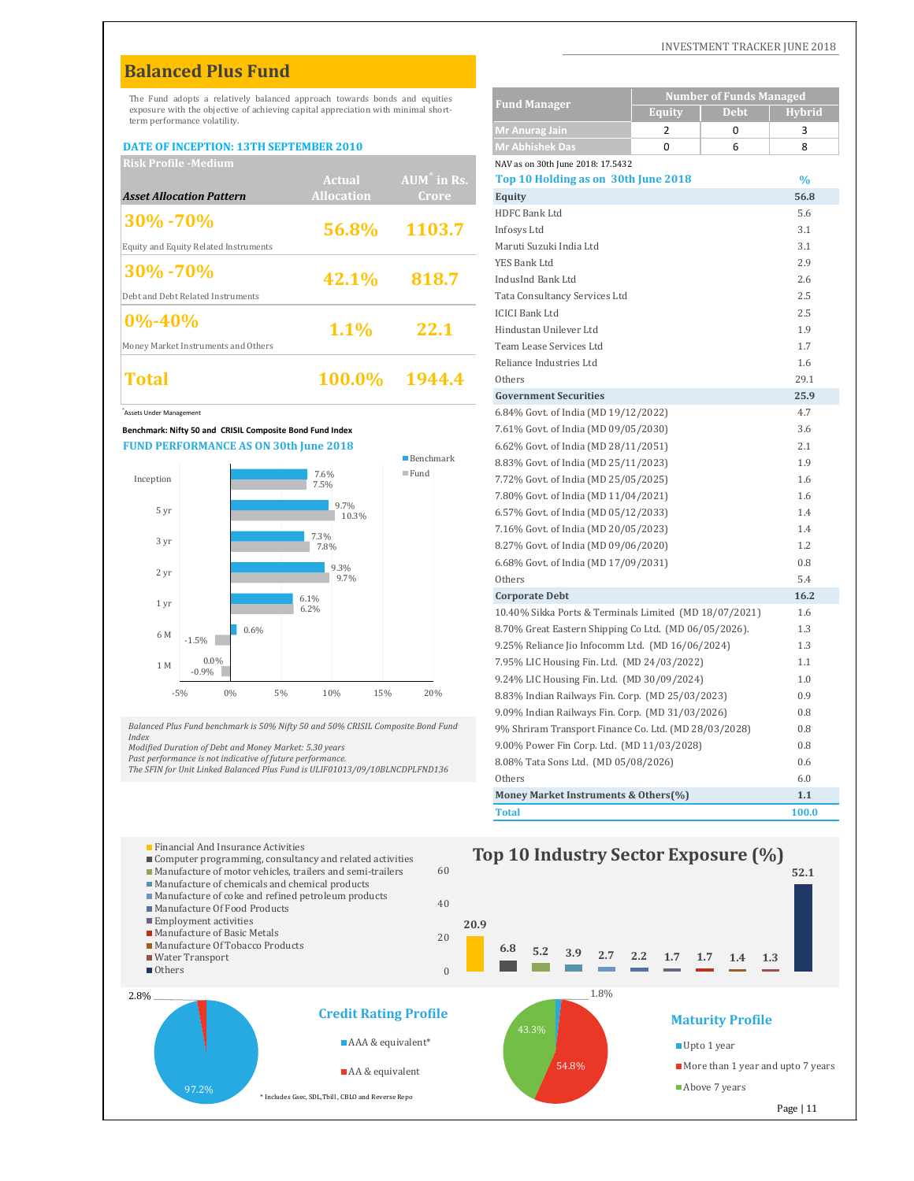# Balanced Plus Fund

The Fund adopts a relatively balanced approach towards bonds and equities exposure with the objective of achieving capital appreciation with minimal short-term performance volatility.

**DATE OF INCEPTION: 13TH SEPTEMBER 2010**

**Risk Profile -Medium**

| Asset Allocation Pattern | Actual Allocation | AUM^ in Rs. Crore |
|---|---|---|
| 30% -70% Equity and Equity Related Instruments | 56.8% | 1103.7 |
| 30% -70% Debt and Debt Related Instruments | 42.1% | 818.7 |
| 0%-40% Money Market Instruments and Others | 1.1% | 22.1 |
| Total | 100.0% | 1944.4 |

^Assets Under Management

**Benchmark: Nifty 50 and CRISIL Composite Bond Fund Index**

**FUND PERFORMANCE AS ON 30th June 2018**

Benchmark
Fund

Inception 7.6% 7.5%
5 yr 9.7% 10.3%
3 yr 7.3% 7.8%
2 yr 9.3% 9.7%
1 yr 6.1% 6.2%
6 M 0.6% -1.5%
1 M 0.0% -0.9%

-5% 0% 5% 10% 15% 20%

*Balanced Plus Fund benchmark is 50% Nifty 50 and 50% CRISIL Composite Bond Fund Index*
*Modified Duration of Debt and Money Market: 5.30 years*
*Past performance is not indicative of future performance.*
*The SFIN for Unit Linked Balanced Plus Fund is ULIF01013/09/10BLNCDPLFND136*

| Fund Manager | Number of Funds Managed | | |
|---|---|---|---|
| | Equity | Debt | Hybrid |
| Mr Anurag Jain | 2 | 0 | 3 |
| Mr Abhishek Das | 0 | 6 | 8 |

NAV as on 30th June 2018: 17.5432

| Top 10 Holding as on 30th June 2018 | % |
|---|---|
| **Equity** | **56.8** |
| HDFC Bank Ltd | 5.6 |
| Infosys Ltd | 3.1 |
| Maruti Suzuki India Ltd | 3.1 |
| YES Bank Ltd | 2.9 |
| IndusInd Bank Ltd | 2.6 |
| Tata Consultancy Services Ltd | 2.5 |
| ICICI Bank Ltd | 2.5 |
| Hindustan Unilever Ltd | 1.9 |
| Team Lease Services Ltd | 1.7 |
| Reliance Industries Ltd | 1.6 |
| Others | 29.1 |
| **Government Securities** | **25.9** |
| 6.84% Govt. of India (MD 19/12/2022) | 4.7 |
| 7.61% Govt. of India (MD 09/05/2030) | 3.6 |
| 6.62% Govt. of India (MD 28/11/2051) | 2.1 |
| 8.83% Govt. of India (MD 25/11/2023) | 1.9 |
| 7.72% Govt. of India (MD 25/05/2025) | 1.6 |
| 7.80% Govt. of India (MD 11/04/2021) | 1.6 |
| 6.57% Govt. of India (MD 05/12/2033) | 1.4 |
| 7.16% Govt. of India (MD 20/05/2023) | 1.4 |
| 8.27% Govt. of India (MD 09/06/2020) | 1.2 |
| 6.68% Govt. of India (MD 17/09/2031) | 0.8 |
| Others | 5.4 |
| **Corporate Debt** | **16.2** |
| 10.40% Sikka Ports & Terminals Limited (MD 18/07/2021) | 1.6 |
| 8.70% Great Eastern Shipping Co Ltd. (MD 06/05/2026). | 1.3 |
| 9.25% Reliance Jio Infocomm Ltd. (MD 16/06/2024) | 1.3 |
| 7.95% LIC Housing Fin. Ltd. (MD 24/03/2022) | 1.1 |
| 9.24% LIC Housing Fin. Ltd. (MD 30/09/2024) | 1.0 |
| 8.83% Indian Railways Fin. Corp. (MD 25/03/2023) | 0.9 |
| 9.09% Indian Railways Fin. Corp. (MD 31/03/2026) | 0.8 |
| 9% Shriram Transport Finance Co. Ltd. (MD 28/03/2028) | 0.8 |
| 9.00% Power Fin Corp. Ltd. (MD 11/03/2028) | 0.8 |
| 8.08% Tata Sons Ltd. (MD 05/08/2026) | 0.6 |
| Others | 6.0 |
| **Money Market Instruments & Others(%)** | **1.1** |
| **Total** | **100.0** |

## Top 10 Industry Sector Exposure (%)

- Financial And Insurance Activities
- Computer programming, consultancy and related activities
- Manufacture of motor vehicles, trailers and semi-trailers
- Manufacture of chemicals and chemical products
- Manufacture of coke and refined petroleum products
- Manufacture Of Food Products
- Employment activities
- Manufacture of Basic Metals
- Manufacture Of Tobacco Products
- Water Transport
- Others

0 20 40 60

20.9 6.8 5.2 3.9 2.7 2.2 1.7 1.7 1.4 1.3 52.1

## Credit Rating Profile

- AAA & equivalent*
- AA & equivalent

97.2%
2.8%

\* Includes Gsec, SDL,Tbill, CBLO and Reverse Repo

## Maturity Profile

- Upto 1 year
- More than 1 year and upto 7 years
- Above 7 years

1.8%
54.8%
43.3%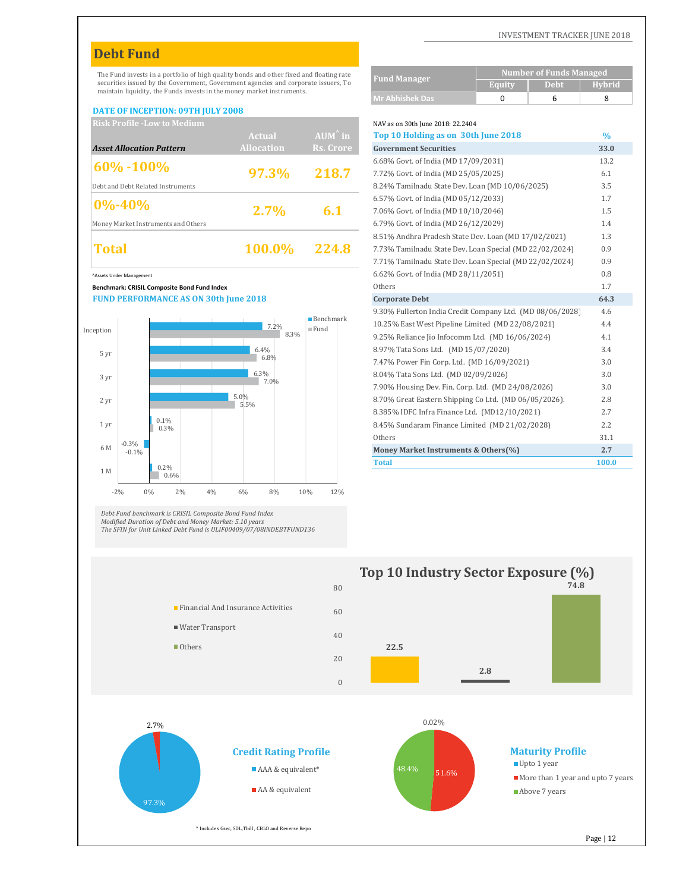# Debt Fund

The Fund invests in a portfolio of high quality bonds and other fixed and floating rate securities issued by the Government, Government agencies and corporate issuers, To maintain liquidity, the Funds invests in the money market instruments.

**DATE OF INCEPTION: 09TH JULY 2008**

| Risk Profile -Low to Medium | | |
|---|---|---|
| ***Asset Allocation Pattern*** | **Actual Allocation** | **AUM^ in Rs. Crore** |
| **60% -100%** Debt and Debt Related Instruments | **97.3%** | **218.7** |
| **0%-40%** Money Market Instruments and Others | **2.7%** | **6.1** |
| **Total** | **100.0%** | **224.8** |

^Assets Under Management

**Benchmark: CRISIL Composite Bond Fund Index**

**FUND PERFORMANCE AS ON 30th June 2018**

Benchmark
Fund

Inception: 7.2%, 8.3%
5 yr: 6.4%, 6.8%
3 yr: 6.3%, 7.0%
2 yr: 5.0%, 5.5%
1 yr: 0.1%, 0.3%
6 M: -0.3%, -0.1%
1 M: 0.2%, 0.6%

-2% 0% 2% 4% 6% 8% 10% 12%

*Debt Fund benchmark is CRISIL Composite Bond Fund Index*
*Modified Duration of Debt and Money Market: 5.10 years*
*The SFIN for Unit Linked Debt Fund is ULIF00409/07/08INDEBTFUND136*

| Fund Manager | Number of Funds Managed | | |
|---|---|---|---|
| | Equity | Debt | Hybrid |
| Mr Abhishek Das | 0 | 6 | 8 |

NAV as on 30th June 2018: 22.2404

| Top 10 Holding as on 30th June 2018 | % |
|---|---|
| **Government Securities** | **33.0** |
| 6.68% Govt. of India (MD 17/09/2031) | 13.2 |
| 7.72% Govt. of India (MD 25/05/2025) | 6.1 |
| 8.24% Tamilnadu State Dev. Loan (MD 10/06/2025) | 3.5 |
| 6.57% Govt. of India (MD 05/12/2033) | 1.7 |
| 7.06% Govt. of India (MD 10/10/2046) | 1.5 |
| 6.79% Govt. of India (MD 26/12/2029) | 1.4 |
| 8.51% Andhra Pradesh State Dev. Loan (MD 17/02/2021) | 1.3 |
| 7.73% Tamilnadu State Dev. Loan Special (MD 22/02/2024) | 0.9 |
| 7.71% Tamilnadu State Dev. Loan Special (MD 22/02/2024) | 0.9 |
| 6.62% Govt. of India (MD 28/11/2051) | 0.8 |
| Others | 1.7 |
| **Corporate Debt** | **64.3** |
| 9.30% Fullerton India Credit Company Ltd. (MD 08/06/2028) | 4.6 |
| 10.25% East West Pipeline Limited (MD 22/08/2021) | 4.4 |
| 9.25% Reliance Jio Infocomm Ltd. (MD 16/06/2024) | 4.1 |
| 8.97% Tata Sons Ltd. (MD 15/07/2020) | 3.4 |
| 7.47% Power Fin Corp. Ltd. (MD 16/09/2021) | 3.0 |
| 8.04% Tata Sons Ltd. (MD 02/09/2026) | 3.0 |
| 7.90% Housing Dev. Fin. Corp. Ltd. (MD 24/08/2026) | 3.0 |
| 8.70% Great Eastern Shipping Co Ltd. (MD 06/05/2026). | 2.8 |
| 8.385% IDFC Infra Finance Ltd. (MD12/10/2021) | 2.7 |
| 8.45% Sundaram Finance Limited (MD 21/02/2028) | 2.2 |
| Others | 31.1 |
| **Money Market Instruments & Others(%)** | **2.7** |
| **Total** | **100.0** |

## Top 10 Industry Sector Exposure (%)

Financial And Insurance Activities
Water Transport
Others

22.5
2.8
74.8

0 20 40 60 80

## Credit Rating Profile

AAA & equivalent*
AA & equivalent

97.3%
2.7%

## Maturity Profile

Upto 1 year
More than 1 year and upto 7 years
Above 7 years

0.02%
51.6%
48.4%

\* Includes Gsec, SDL,Tbill, CBLO and Reverse Repo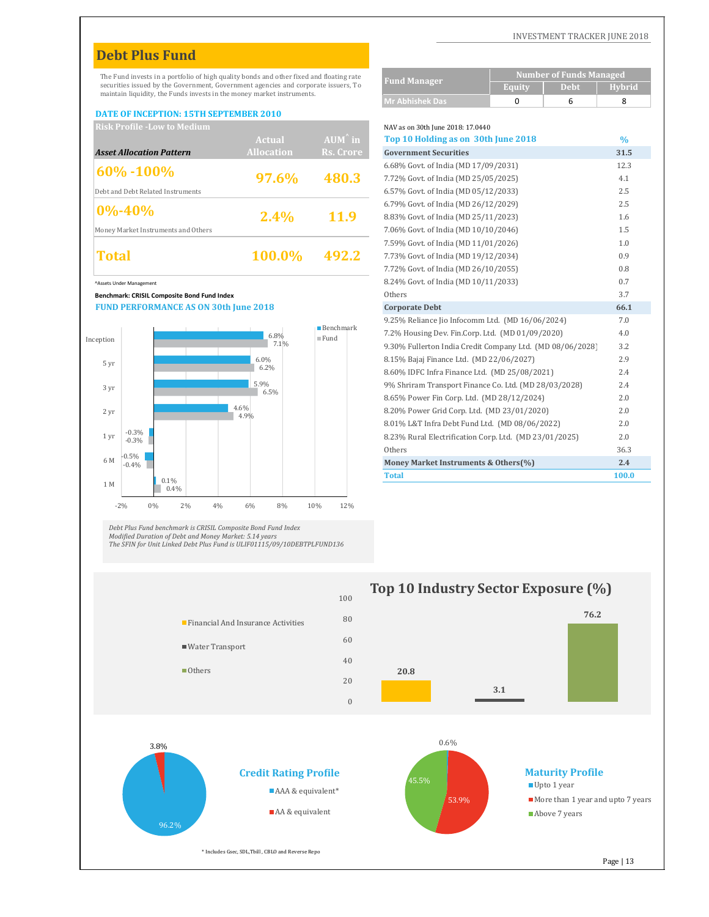# Debt Plus Fund

The Fund invests in a portfolio of high quality bonds and other fixed and floating rate securities issued by the Government, Government agencies and corporate issuers, To maintain liquidity, the Funds invests in the money market instruments.

| Fund Manager | Number of Funds Managed | | |
|---|---|---|---|
| | Equity | Debt | Hybrid |
| Mr Abhishek Das | 0 | 6 | 8 |

**DATE OF INCEPTION: 15TH SEPTEMBER 2010**

| Risk Profile -Low to Medium | | |
|---|---|---|
| *Asset Allocation Pattern* | Actual Allocation | AUM^ in Rs. Crore |
| **60% -100%** Debt and Debt Related Instruments | 97.6% | 480.3 |
| **0%-40%** Money Market Instruments and Others | 2.4% | 11.9 |
| **Total** | 100.0% | 492.2 |

^Assets Under Management

**Benchmark: CRISIL Composite Bond Fund Index**

**FUND PERFORMANCE AS ON 30th June 2018**

Benchmark
Fund

Inception 6.8% 7.1%
5 yr 6.0% 6.2%
3 yr 5.9% 6.5%
2 yr 4.6% 4.9%
1 yr -0.3% -0.3%
6 M -0.5% -0.4%
1 M 0.1% 0.4%

-2% 0% 2% 4% 6% 8% 10% 12%

*Debt Plus Fund benchmark is CRISIL Composite Bond Fund Index*
*Modified Duration of Debt and Money Market: 5.14 years*
*The SFIN for Unit Linked Debt Plus Fund is ULIF01115/09/10DEBTPLFUND136*

NAV as on 30th June 2018: 17.0440

| Top 10 Holding as on 30th June 2018 | % |
|---|---|
| **Government Securities** | **31.5** |
| 6.68% Govt. of India (MD 17/09/2031) | 12.3 |
| 7.72% Govt. of India (MD 25/05/2025) | 4.1 |
| 6.57% Govt. of India (MD 05/12/2033) | 2.5 |
| 6.79% Govt. of India (MD 26/12/2029) | 2.5 |
| 8.83% Govt. of India (MD 25/11/2023) | 1.6 |
| 7.06% Govt. of India (MD 10/10/2046) | 1.5 |
| 7.59% Govt. of India (MD 11/01/2026) | 1.0 |
| 7.73% Govt. of India (MD 19/12/2034) | 0.9 |
| 7.72% Govt. of India (MD 26/10/2055) | 0.8 |
| 8.24% Govt. of India (MD 10/11/2033) | 0.7 |
| Others | 3.7 |
| **Corporate Debt** | **66.1** |
| 9.25% Reliance Jio Infocomm Ltd. (MD 16/06/2024) | 7.0 |
| 7.2% Housing Dev. Fin.Corp. Ltd. (MD 01/09/2020) | 4.0 |
| 9.30% Fullerton India Credit Company Ltd. (MD 08/06/2028) | 3.2 |
| 8.15% Bajaj Finance Ltd. (MD 22/06/2027) | 2.9 |
| 8.60% IDFC Infra Finance Ltd. (MD 25/08/2021) | 2.4 |
| 9% Shriram Transport Finance Co. Ltd. (MD 28/03/2028) | 2.4 |
| 8.65% Power Fin Corp. Ltd. (MD 28/12/2024) | 2.0 |
| 8.20% Power Grid Corp. Ltd. (MD 23/01/2020) | 2.0 |
| 8.01% L&T Infra Debt Fund Ltd. (MD 08/06/2022) | 2.0 |
| 8.23% Rural Electrification Corp. Ltd. (MD 23/01/2025) | 2.0 |
| Others | 36.3 |
| **Money Market Instruments & Others(%)** | **2.4** |
| **Total** | **100.0** |

## Top 10 Industry Sector Exposure (%)

Financial And Insurance Activities
Water Transport
Others

100 80 60 40 20 0

20.8
3.1
76.2

## Credit Rating Profile

AAA & equivalent*
AA & equivalent

3.8%
96.2%

## Maturity Profile

Upto 1 year
More than 1 year and upto 7 years
Above 7 years

0.6%
53.9%
45.5%

\* Includes Gsec, SDL,Tbill , CBLO and Reverse Repo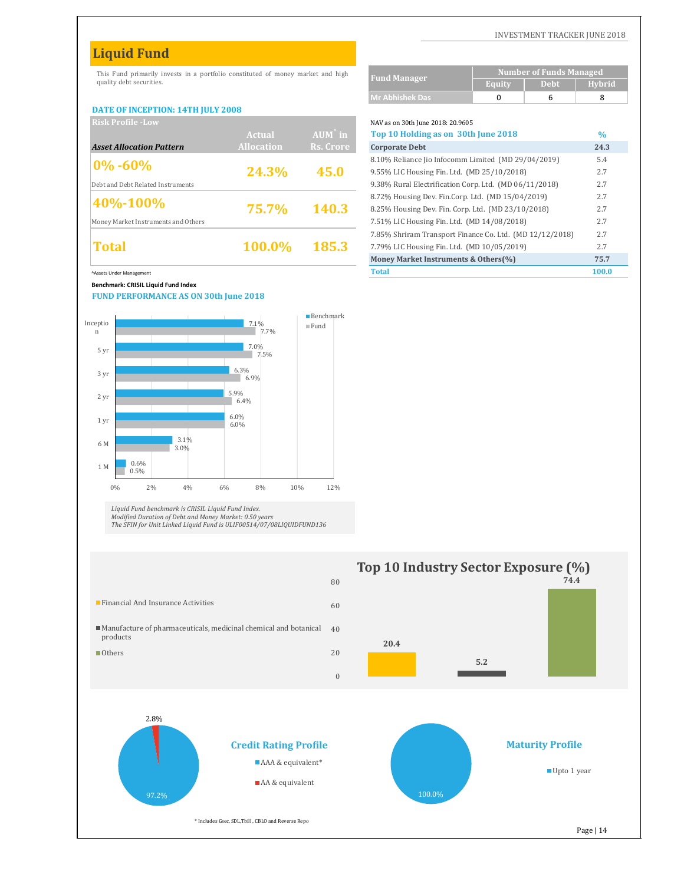# Liquid Fund

This Fund primarily invests in a portfolio constituted of money market and high quality debt securities.

| Fund Manager | Number of Funds Managed | | |
|---|---|---|---|
| | Equity | Debt | Hybrid |
| Mr Abhishek Das | 0 | 6 | 8 |

**DATE OF INCEPTION: 14TH JULY 2008**

Risk Profile -Low

| *Asset Allocation Pattern* | Actual Allocation | AUM^ in Rs. Crore |
|---|---|---|
| **0% -60%** Debt and Debt Related Instruments | **24.3%** | **45.0** |
| **40%-100%** Money Market Instruments and Others | **75.7%** | **140.3** |
| **Total** | **100.0%** | **185.3** |

^Assets Under Management

NAV as on 30th June 2018: 20.9605

| Top 10 Holding as on 30th June 2018 | % |
|---|---|
| **Corporate Debt** | **24.3** |
| 8.10% Reliance Jio Infocomm Limited (MD 29/04/2019) | 5.4 |
| 9.55% LIC Housing Fin. Ltd. (MD 25/10/2018) | 2.7 |
| 9.38% Rural Electrification Corp. Ltd. (MD 06/11/2018) | 2.7 |
| 8.72% Housing Dev. Fin.Corp. Ltd. (MD 15/04/2019) | 2.7 |
| 8.25% Housing Dev. Fin. Corp. Ltd. (MD 23/10/2018) | 2.7 |
| 7.51% LIC Housing Fin. Ltd. (MD 14/08/2018) | 2.7 |
| 7.85% Shriram Transport Finance Co. Ltd. (MD 12/12/2018) | 2.7 |
| 7.79% LIC Housing Fin. Ltd. (MD 10/05/2019) | 2.7 |
| **Money Market Instruments & Others(%)** | **75.7** |
| **Total** | **100.0** |

**Benchmark: CRISIL Liquid Fund Index**

**FUND PERFORMANCE AS ON 30th June 2018**

Benchmark
Fund

Inception 7.1% 7.7%
5 yr 7.0% 7.5%
3 yr 6.3% 6.9%
2 yr 5.9% 6.4%
1 yr 6.0% 6.0%
6 M 3.1% 3.0%
1 M 0.6% 0.5%

0% 2% 4% 6% 8% 10% 12%

*Liquid Fund benchmark is CRISIL Liquid Fund Index.*
*Modified Duration of Debt and Money Market: 0.50 years*
*The SFIN for Unit Linked Liquid Fund is ULIF00514/07/08LIQUIDFUND136*

## Top 10 Industry Sector Exposure (%)

Financial And Insurance Activities
Manufacture of pharmaceuticals, medicinal chemical and botanical products
Others

20.4
5.2
74.4

0 20 40 60 80

**Credit Rating Profile**

AAA & equivalent*
AA & equivalent

97.2%
2.8%

**Maturity Profile**

Upto 1 year

100.0%

\* Includes Gsec, SDL,Tbill, CBLO and Reverse Repo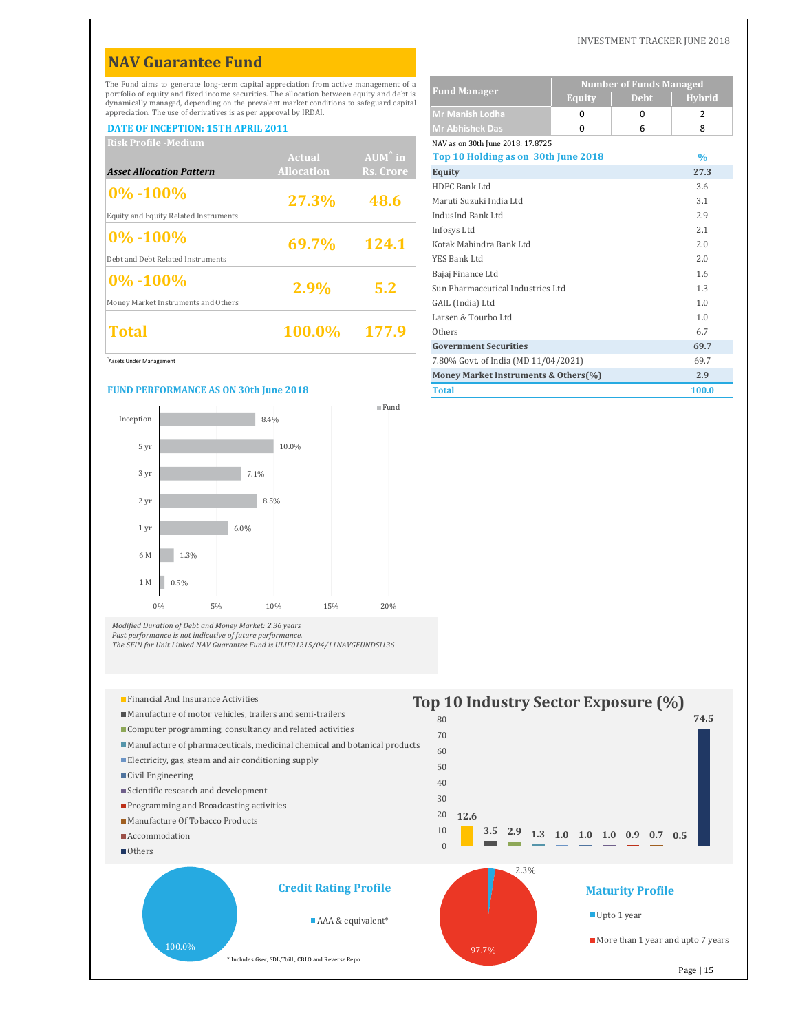# NAV Guarantee Fund

The Fund aims to generate long-term capital appreciation from active management of a portfolio of equity and fixed income securities. The allocation between equity and debt is dynamically managed, depending on the prevalent market conditions to safeguard capital appreciation. The use of derivatives is as per approval by IRDAI.

**DATE OF INCEPTION: 15TH APRIL 2011**

**Risk Profile -Medium**

| Asset Allocation Pattern | Actual Allocation | AUM^ in Rs. Crore |
|---|---|---|
| 0% -100% Equity and Equity Related Instruments | 27.3% | 48.6 |
| 0% -100% Debt and Debt Related Instruments | 69.7% | 124.1 |
| 0% -100% Money Market Instruments and Others | 2.9% | 5.2 |
| **Total** | **100.0%** | **177.9** |

^Assets Under Management

| Fund Manager | Number of Funds Managed | | |
|---|---|---|---|
| | Equity | Debt | Hybrid |
| Mr Manish Lodha | 0 | 0 | 2 |
| Mr Abhishek Das | 0 | 6 | 8 |

NAV as on 30th June 2018: 17.8725

| Top 10 Holding as on 30th June 2018 | % |
|---|---|
| **Equity** | **27.3** |
| HDFC Bank Ltd | 3.6 |
| Maruti Suzuki India Ltd | 3.1 |
| IndusInd Bank Ltd | 2.9 |
| Infosys Ltd | 2.1 |
| Kotak Mahindra Bank Ltd | 2.0 |
| YES Bank Ltd | 2.0 |
| Bajaj Finance Ltd | 1.6 |
| Sun Pharmaceutical Industries Ltd | 1.3 |
| GAIL (India) Ltd | 1.0 |
| Larsen & Turbo Ltd | 1.0 |
| Others | 6.7 |
| **Government Securities** | **69.7** |
| 7.80% Govt. of India (MD 11/04/2021) | 69.7 |
| **Money Market Instruments & Others(%)** | **2.9** |
| **Total** | **100.0** |

### FUND PERFORMANCE AS ON 30th June 2018

Fund

Inception 8.4%
5 yr 10.0%
3 yr 7.1%
2 yr 8.5%
1 yr 6.0%
6 M 1.3%
1 M 0.5%

0% 5% 10% 15% 20%

*Modified Duration of Debt and Money Market: 2.36 years*
*Past performance is not indicative of future performance.*
*The SFIN for Unit Linked NAV Guarantee Fund is ULIF01215/04/11NAVGFUNDSI136*

### Top 10 Industry Sector Exposure (%)

- Financial And Insurance Activities
- Manufacture of motor vehicles, trailers and semi-trailers
- Computer programming, consultancy and related activities
- Manufacture of pharmaceuticals, medicinal chemical and botanical products
- Electricity, gas, steam and air conditioning supply
- Civil Engineering
- Scientific research and development
- Programming and Broadcasting activities
- Manufacture Of Tobacco Products
- Accommodation
- Others

12.6 3.5 2.9 1.3 1.0 1.0 1.0 0.9 0.7 0.5 74.5

0 10 20 30 40 50 60 70 80

### Credit Rating Profile

AAA & equivalent*

100.0%

\* Includes Gsec, SDL,Tbill, CBLO and Reverse Repo

### Maturity Profile

Upto 1 year 2.3%

More than 1 year and upto 7 years 97.7%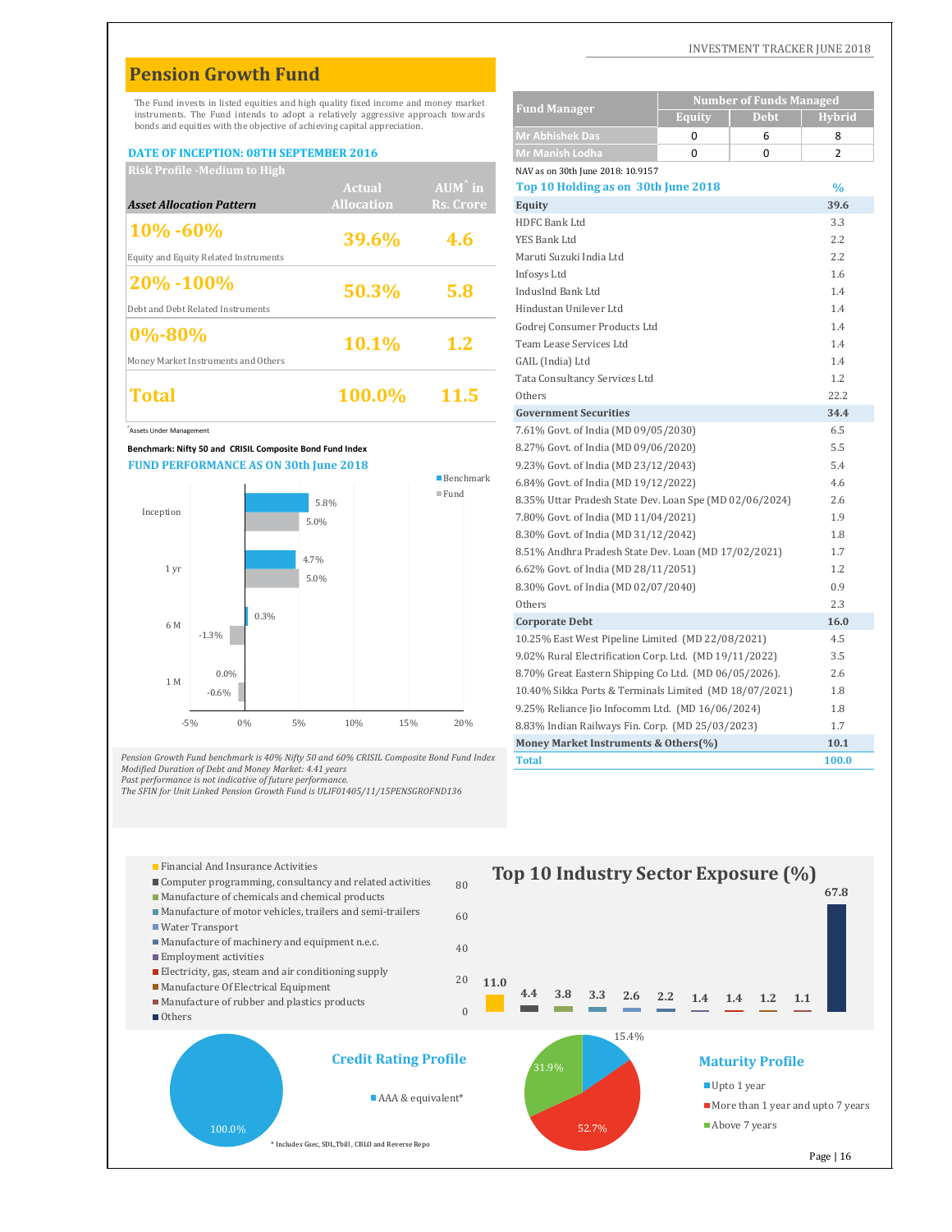# Pension Growth Fund

The Fund invests in listed equities and high quality fixed income and money market instruments. The Fund intends to adopt a relatively aggressive approach towards bonds and equities with the objective of achieving capital appreciation.

**DATE OF INCEPTION: 08TH SEPTEMBER 2016**

**Risk Profile -Medium to High**

| Asset Allocation Pattern | Actual Allocation | AUM^ in Rs. Crore |
|---|---|---|
| **10% -60%** Equity and Equity Related Instruments | 39.6% | 4.6 |
| **20% -100%** Debt and Debt Related Instruments | 50.3% | 5.8 |
| **0%-80%** Money Market Instruments and Others | 10.1% | 1.2 |
| **Total** | 100.0% | 11.5 |

^Assets Under Management

**Benchmark: Nifty 50 and CRISIL Composite Bond Fund Index**

**FUND PERFORMANCE AS ON 30th June 2018**

Benchmark
Fund

Inception 5.8% 5.0%
1 yr 4.7% 5.0%
6 M 0.3% -1.3%
1 M 0.0% -0.6%

-5% 0% 5% 10% 15% 20%

*Pension Growth Fund benchmark is 40% Nifty 50 and 60% CRISIL Composite Bond Fund Index*
*Modified Duration of Debt and Money Market: 4.41 years*
*Past performance is not indicative of future performance.*
*The SFIN for Unit Linked Pension Growth Fund is ULIF01405/11/15PENSGROFND136*

| Fund Manager | Number of Funds Managed | | |
|---|---|---|---|
| | Equity | Debt | Hybrid |
| Mr Abhishek Das | 0 | 6 | 8 |
| Mr Manish Lodha | 0 | 0 | 2 |

NAV as on 30th June 2018: 10.9157

| Top 10 Holding as on 30th June 2018 | % |
|---|---|
| **Equity** | **39.6** |
| HDFC Bank Ltd | 3.3 |
| YES Bank Ltd | 2.2 |
| Maruti Suzuki India Ltd | 2.2 |
| Infosys Ltd | 1.6 |
| IndusInd Bank Ltd | 1.4 |
| Hindustan Unilever Ltd | 1.4 |
| Godrej Consumer Products Ltd | 1.4 |
| Team Lease Services Ltd | 1.4 |
| GAIL (India) Ltd | 1.4 |
| Tata Consultancy Services Ltd | 1.2 |
| Others | 22.2 |
| **Government Securities** | **34.4** |
| 7.61% Govt. of India (MD 09/05/2030) | 6.5 |
| 8.27% Govt. of India (MD 09/06/2020) | 5.5 |
| 9.23% Govt. of India (MD 23/12/2043) | 5.4 |
| 6.84% Govt. of India (MD 19/12/2022) | 4.6 |
| 8.35% Uttar Pradesh State Dev. Loan Spe (MD 02/06/2024) | 2.6 |
| 7.80% Govt. of India (MD 11/04/2021) | 1.9 |
| 8.30% Govt. of India (MD 31/12/2042) | 1.8 |
| 8.51% Andhra Pradesh State Dev. Loan (MD 17/02/2021) | 1.7 |
| 6.62% Govt. of India (MD 28/11/2051) | 1.2 |
| 8.30% Govt. of India (MD 02/07/2040) | 0.9 |
| Others | 2.3 |
| **Corporate Debt** | **16.0** |
| 10.25% East West Pipeline Limited (MD 22/08/2021) | 4.5 |
| 9.02% Rural Electrification Corp. Ltd. (MD 19/11/2022) | 3.5 |
| 8.70% Great Eastern Shipping Co Ltd. (MD 06/05/2026). | 2.6 |
| 10.40% Sikka Ports & Terminals Limited (MD 18/07/2021) | 1.8 |
| 9.25% Reliance Jio Infocomm Ltd. (MD 16/06/2024) | 1.8 |
| 8.83% Indian Railways Fin. Corp. (MD 25/03/2023) | 1.7 |
| **Money Market Instruments & Others(%)** | **10.1** |
| **Total** | **100.0** |

## Top 10 Industry Sector Exposure (%)

- Financial And Insurance Activities
- Computer programming, consultancy and related activities
- Manufacture of chemicals and chemical products
- Manufacture of motor vehicles, trailers and semi-trailers
- Water Transport
- Manufacture of machinery and equipment n.e.c.
- Employment activities
- Electricity, gas, steam and air conditioning supply
- Manufacture Of Electrical Equipment
- Manufacture of rubber and plastics products
- Others

11.0 4.4 3.8 3.3 2.6 2.2 1.4 1.4 1.2 1.1 67.8

0 20 40 60 80

## Credit Rating Profile

AAA & equivalent*
100.0%

\* Includes Gsec, SDL,Tbill, CBLO and Reverse Repo

## Maturity Profile

Upto 1 year 15.4%
More than 1 year and upto 7 years 52.7%
Above 7 years 31.9%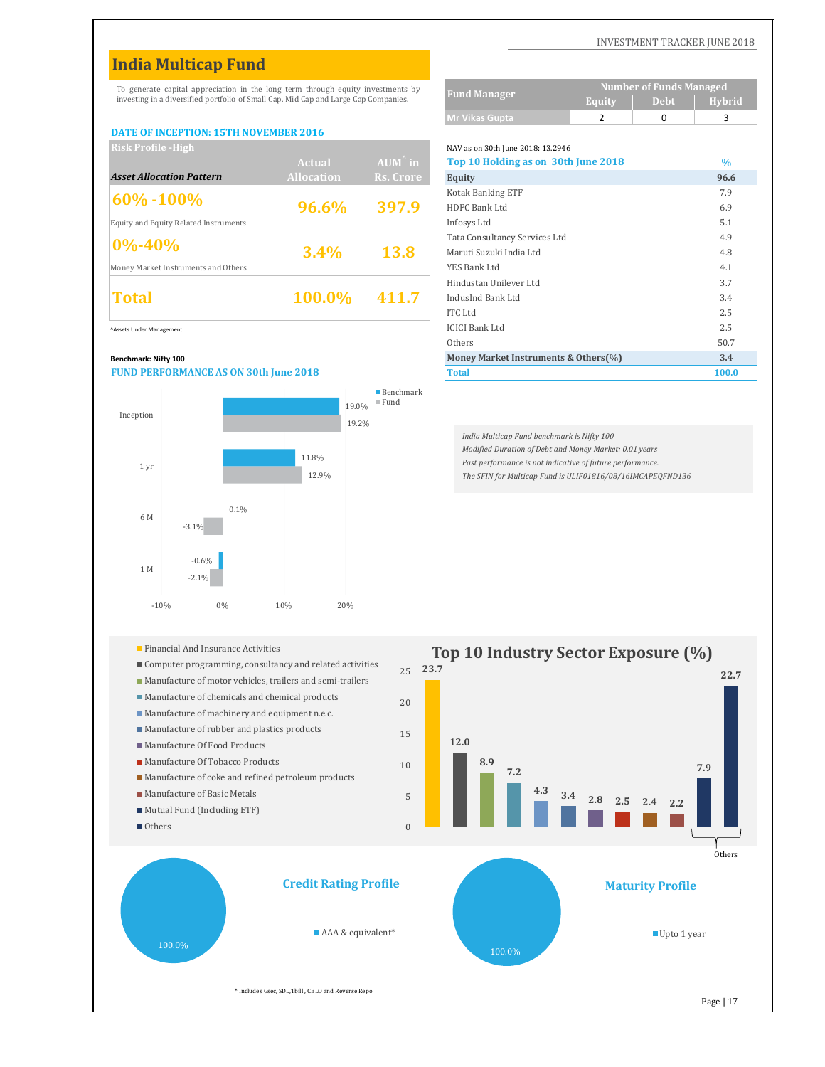# India Multicap Fund

To generate capital appreciation in the long term through equity investments by investing in a diversified portfolio of Small Cap, Mid Cap and Large Cap Companies.

| Fund Manager | Number of Funds Managed | | |
|---|---|---|---|
| | Equity | Debt | Hybrid |
| Mr Vikas Gupta | 2 | 0 | 3 |

**DATE OF INCEPTION: 15TH NOVEMBER 2016**

**Risk Profile -High**

| *Asset Allocation Pattern* | Actual Allocation | AUM^ in Rs. Crore |
|---|---|---|
| 60% -100% Equity and Equity Related Instruments | 96.6% | 397.9 |
| 0%-40% Money Market Instruments and Others | 3.4% | 13.8 |
| Total | 100.0% | 411.7 |

^Assets Under Management

NAV as on 30th June 2018: 13.2946

| Top 10 Holding as on 30th June 2018 | % |
|---|---|
| **Equity** | **96.6** |
| Kotak Banking ETF | 7.9 |
| HDFC Bank Ltd | 6.9 |
| Infosys Ltd | 5.1 |
| Tata Consultancy Services Ltd | 4.9 |
| Maruti Suzuki India Ltd | 4.8 |
| YES Bank Ltd | 4.1 |
| Hindustan Unilever Ltd | 3.7 |
| IndusInd Bank Ltd | 3.4 |
| ITC Ltd | 2.5 |
| ICICI Bank Ltd | 2.5 |
| Others | 50.7 |
| **Money Market Instruments & Others(%)** | **3.4** |
| **Total** | **100.0** |

**Benchmark: Nifty 100**

**FUND PERFORMANCE AS ON 30th June 2018**

Benchmark
Fund

Inception 19.0% 19.2%
1 yr 11.8% 12.9%
6 M 0.1% -3.1%
1 M -0.6% -2.1%

-10% 0% 10% 20%

*India Multicap Fund benchmark is Nifty 100*
*Modified Duration of Debt and Money Market: 0.01 years*
*Past performance is not indicative of future performance.*
*The SFIN for Multicap Fund is ULIF01816/08/16IMCAPEQFND136*

## Top 10 Industry Sector Exposure (%)

Financial And Insurance Activities
Computer programming, consultancy and related activities
Manufacture of motor vehicles, trailers and semi-trailers
Manufacture of chemicals and chemical products
Manufacture of machinery and equipment n.e.c.
Manufacture of rubber and plastics products
Manufacture Of Food Products
Manufacture Of Tobacco Products
Manufacture of coke and refined petroleum products
Manufacture of Basic Metals
Mutual Fund (Including ETF)
Others

23.7 12.0 8.9 7.2 4.3 3.4 2.8 2.5 2.4 2.2 7.9 22.7

0 5 10 15 20 25

Others

**Credit Rating Profile**

100.0%

AAA & equivalent*

**Maturity Profile**

100.0%

Upto 1 year

\* Includes Gsec, SDL,Tbill, CBLO and Reverse Repo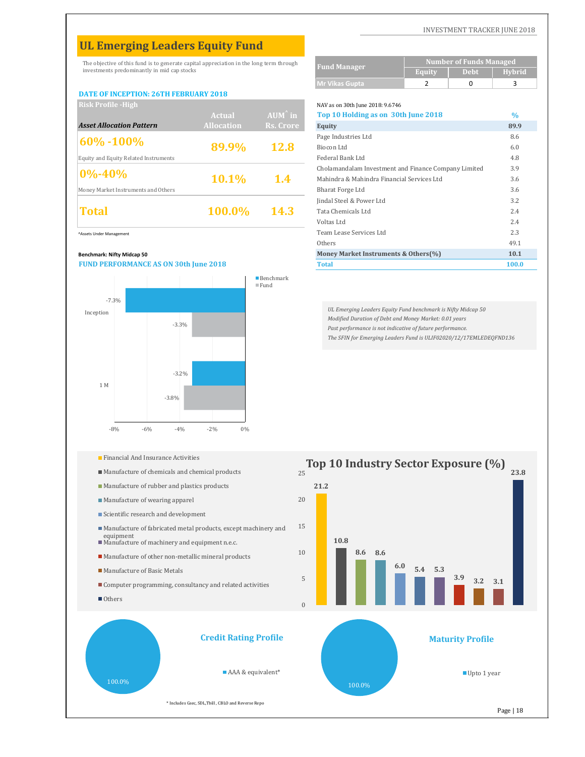# UL Emerging Leaders Equity Fund

The objective of this fund is to generate capital appreciation in the long term through investments predominantly in mid cap stocks

| Fund Manager | Number of Funds Managed | | |
|---|---|---|---|
| | Equity | Debt | Hybrid |
| Mr Vikas Gupta | 2 | 0 | 3 |

**DATE OF INCEPTION: 26TH FEBRUARY 2018**

**Risk Profile -High**

| Asset Allocation Pattern | Actual Allocation | AUM^ in Rs. Crore |
|---|---|---|
| 60% -100% Equity and Equity Related Instruments | 89.9% | 12.8 |
| 0%-40% Money Market Instruments and Others | 10.1% | 1.4 |
| Total | 100.0% | 14.3 |

^Assets Under Management

NAV as on 30th June 2018: 9.6746

| Top 10 Holding as on 30th June 2018 | % |
|---|---|
| Equity | 89.9 |
| Page Industries Ltd | 8.6 |
| Biocon Ltd | 6.0 |
| Federal Bank Ltd | 4.8 |
| Cholamandalam Investment and Finance Company Limited | 3.9 |
| Mahindra & Mahindra Financial Services Ltd | 3.6 |
| Bharat Forge Ltd | 3.6 |
| Jindal Steel & Power Ltd | 3.2 |
| Tata Chemicals Ltd | 2.4 |
| Voltas Ltd | 2.4 |
| Team Lease Services Ltd | 2.3 |
| Others | 49.1 |
| Money Market Instruments & Others(%) | 10.1 |
| Total | 100.0 |

**Benchmark: Nifty Midcap 50**

**FUND PERFORMANCE AS ON 30th June 2018**

Benchmark
Fund

Inception: -7.3% (Benchmark), -3.3% (Fund)
1 M: -3.2% (Benchmark), -3.8% (Fund)

-8% -6% -4% -2% 0%

*UL Emerging Leaders Equity Fund benchmark is Nifty Midcap 50*
*Modified Duration of Debt and Money Market: 0.01 years*
*Past performance is not indicative of future performance.*
*The SFIN for Emerging Leaders Fund is ULIF02020/12/17EMLEDEQFND136*

## Top 10 Industry Sector Exposure (%)

- Financial And Insurance Activities: 21.2
- Manufacture of chemicals and chemical products: 10.8
- Manufacture of rubber and plastics products: 8.6
- Manufacture of wearing apparel: 8.6
- Scientific research and development: 6.0
- Manufacture of fabricated metal products, except machinery and equipment: 5.4
- Manufacture of machinery and equipment n.e.c.: 5.3
- Manufacture of other non-metallic mineral products: 3.9
- Manufacture of Basic Metals: 3.2
- Computer programming, consultancy and related activities: 3.1
- Others: 23.8

## Credit Rating Profile

AAA & equivalent*: 100.0%

## Maturity Profile

Upto 1 year: 100.0%

\* Includes Gsec, SDL,Tbill, CBLO and Reverse Repo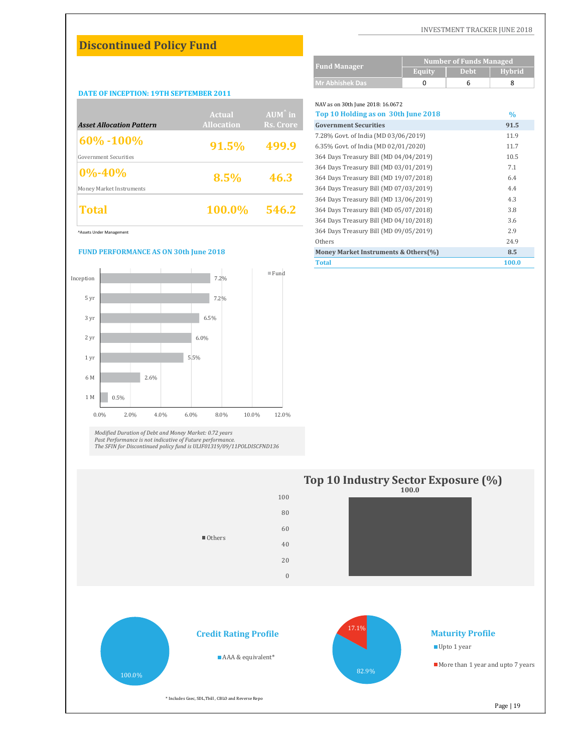# Discontinued Policy Fund

| Fund Manager | Number of Funds Managed | | |
|---|---|---|---|
| | Equity | Debt | Hybrid |
| Mr Abhishek Das | 0 | 6 | 8 |

**DATE OF INCEPTION: 19TH SEPTEMBER 2011**

| Asset Allocation Pattern | Actual Allocation | AUM^ in Rs. Crore |
|---|---|---|
| 60% -100% Government Securities | 91.5% | 499.9 |
| 0%-40% Money Market Instruments | 8.5% | 46.3 |
| Total | 100.0% | 546.2 |

^Assets Under Management

NAV as on 30th June 2018: 16.0672

| Top 10 Holding as on 30th June 2018 | % |
|---|---|
| **Government Securities** | **91.5** |
| 7.28% Govt. of India (MD 03/06/2019) | 11.9 |
| 6.35% Govt. of India (MD 02/01/2020) | 11.7 |
| 364 Days Treasury Bill (MD 04/04/2019) | 10.5 |
| 364 Days Treasury Bill (MD 03/01/2019) | 7.1 |
| 364 Days Treasury Bill (MD 19/07/2018) | 6.4 |
| 364 Days Treasury Bill (MD 07/03/2019) | 4.4 |
| 364 Days Treasury Bill (MD 13/06/2019) | 4.3 |
| 364 Days Treasury Bill (MD 05/07/2018) | 3.8 |
| 364 Days Treasury Bill (MD 04/10/2018) | 3.6 |
| 364 Days Treasury Bill (MD 09/05/2019) | 2.9 |
| Others | 24.9 |
| **Money Market Instruments & Others(%)** | **8.5** |
| **Total** | **100.0** |

**FUND PERFORMANCE AS ON 30th June 2018**

Fund

Inception 7.2%
5 yr 7.2%
3 yr 6.5%
2 yr 6.0%
1 yr 5.5%
6 M 2.6%
1 M 0.5%

0.0% 2.0% 4.0% 6.0% 8.0% 10.0% 12.0%

*Modified Duration of Debt and Money Market: 0.72 years*
*Past Performance is not indicative of Future performance.*
*The SFIN for Discontinued policy fund is ULIF01319/09/11POLDISCFND136*

**Top 10 Industry Sector Exposure (%)**

Others

100.0

100 80 60 40 20 0

**Credit Rating Profile**

AAA & equivalent*

100.0%

**Maturity Profile**

Upto 1 year

More than 1 year and upto 7 years

17.1%

82.9%

\* Includes Gsec, SDL,Tbill, CBLO and Reverse Repo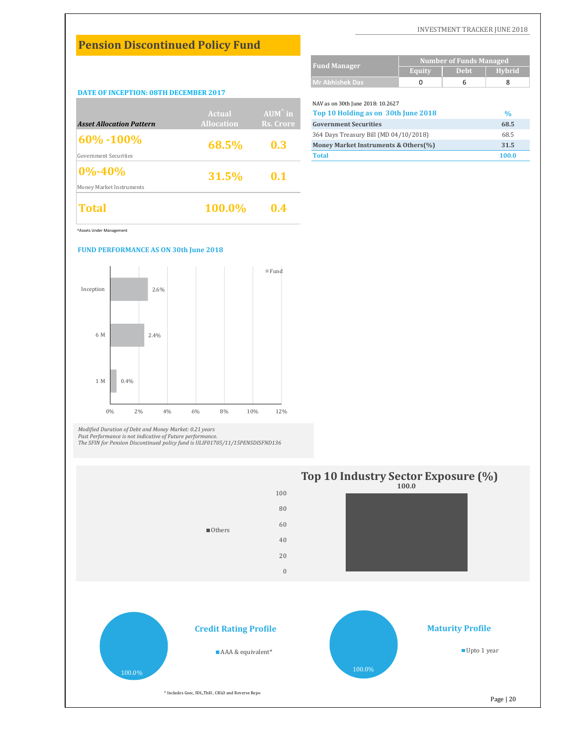# Pension Discontinued Policy Fund

| Fund Manager | Number of Funds Managed | | |
|---|---|---|---|
| | Equity | Debt | Hybrid |
| Mr Abhishek Das | 0 | 6 | 8 |

**DATE OF INCEPTION: 08TH DECEMBER 2017**

| Asset Allocation Pattern | Actual Allocation | AUM^ in Rs. Crore |
|---|---|---|
| 60% -100% Government Securities | 68.5% | 0.3 |
| 0%-40% Money Market Instruments | 31.5% | 0.1 |
| **Total** | **100.0%** | **0.4** |

^Assets Under Management

NAV as on 30th June 2018: 10.2627

| Top 10 Holding as on 30th June 2018 | % |
|---|---|
| **Government Securities** | **68.5** |
| 364 Days Treasury Bill (MD 04/10/2018) | 68.5 |
| **Money Market Instruments & Others(%)** | **31.5** |
| **Total** | **100.0** |

**FUND PERFORMANCE AS ON 30th June 2018**

| Period | Fund |
|---|---|
| Inception | 2.6% |
| 6 M | 2.4% |
| 1 M | 0.4% |

*Modified Duration of Debt and Money Market: 0.21 years*
*Past Performance is not indicative of Future performance.*
*The SFIN for Pension Discontinued policy fund is ULIF01705/11/15PENSDISFND136*

**Top 10 Industry Sector Exposure (%)**

| Sector | % |
|---|---|
| Others | 100.0 |

**Credit Rating Profile**

| Rating | % |
|---|---|
| AAA & equivalent* | 100.0% |

**Maturity Profile**

| Maturity | % |
|---|---|
| Upto 1 year | 100.0% |

\* Includes Gsec, SDL,Tbill , CBLO and Reverse Repo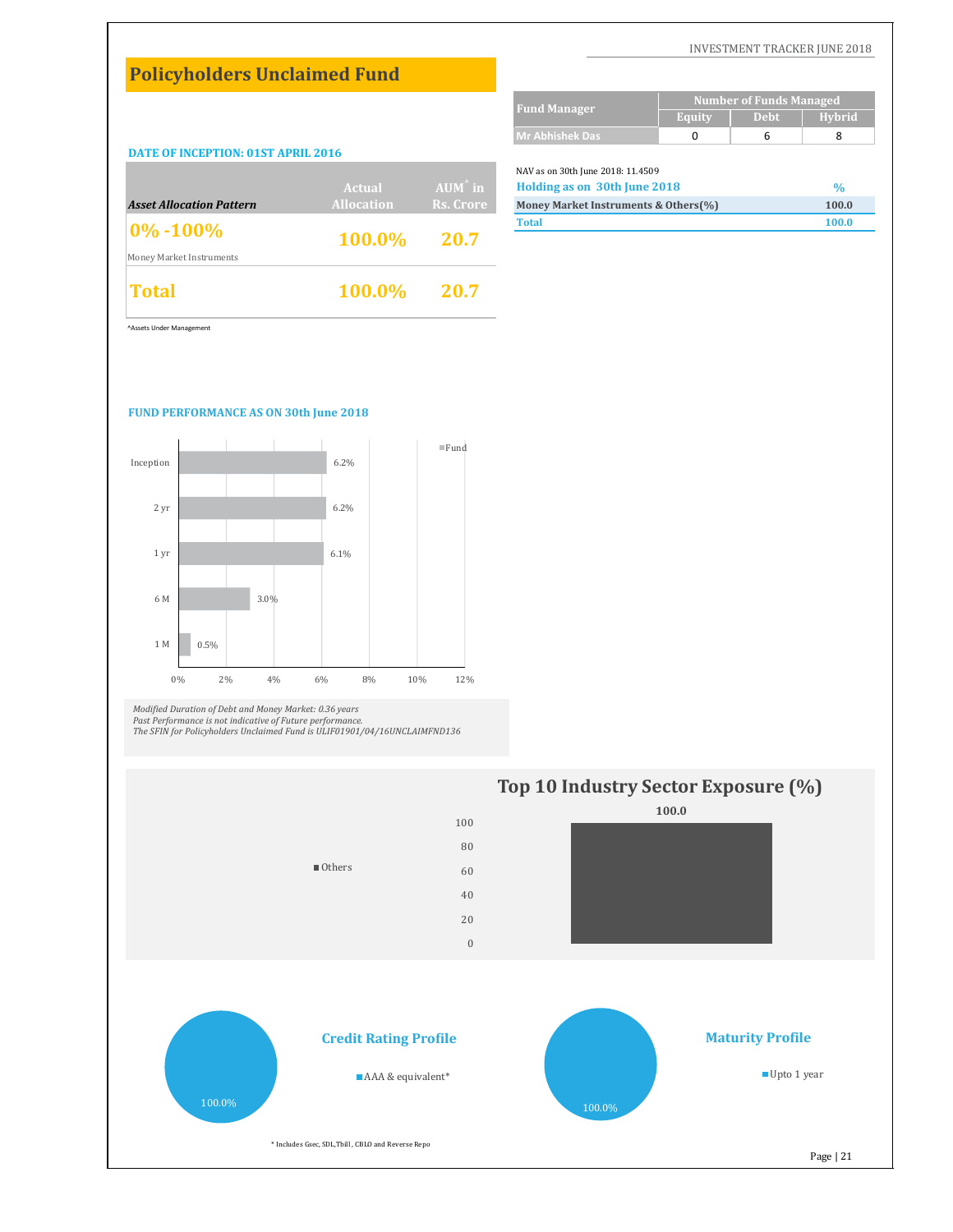# Policyholders Unclaimed Fund

| Fund Manager | Number of Funds Managed | | |
|---|---|---|---|
| | Equity | Debt | Hybrid |
| Mr Abhishek Das | 0 | 6 | 8 |

**DATE OF INCEPTION: 01ST APRIL 2016**

| Asset Allocation Pattern | Actual Allocation | AUM^ in Rs. Crore |
|---|---|---|
| 0% -100% Money Market Instruments | 100.0% | 20.7 |
| Total | 100.0% | 20.7 |

^Assets Under Management

NAV as on 30th June 2018: 11.4509

| Holding as on 30th June 2018 | % |
|---|---|
| Money Market Instruments & Others(%) | 100.0 |
| Total | 100.0 |

**FUND PERFORMANCE AS ON 30th June 2018**

Fund

Inception 6.2%
2 yr 6.2%
1 yr 6.1%
6 M 3.0%
1 M 0.5%

0% 2% 4% 6% 8% 10% 12%

*Modified Duration of Debt and Money Market: 0.36 years*
*Past Performance is not indicative of Future performance.*
*The SFIN for Policyholders Unclaimed Fund is ULIF01901/04/16UNCLAIMFND136*

## Top 10 Industry Sector Exposure (%)

Others

100.0

100 80 60 40 20 0

## Credit Rating Profile

AAA & equivalent*

100.0%

## Maturity Profile

Upto 1 year

100.0%

\* Includes Gsec, SDL,Tbill, CBLO and Reverse Repo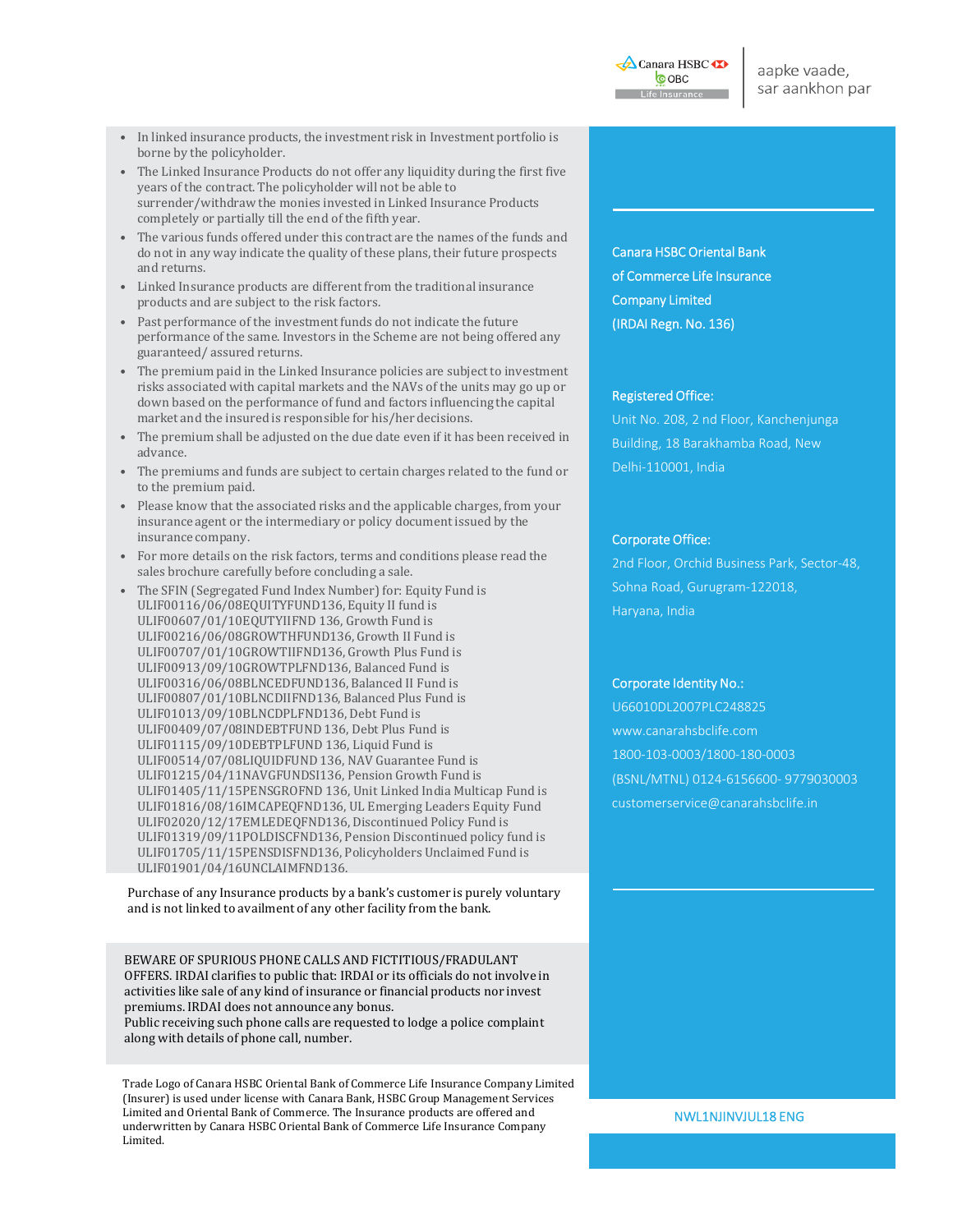- In linked insurance products, the investment risk in Investment portfolio is borne by the policyholder.
- The Linked Insurance Products do not offer any liquidity during the first five years of the contract. The policyholder will not be able to surrender/withdraw the monies invested in Linked Insurance Products completely or partially till the end of the fifth year.
- The various funds offered under this contract are the names of the funds and do not in any way indicate the quality of these plans, their future prospects and returns.
- Linked Insurance products are different from the traditional insurance products and are subject to the risk factors.
- Past performance of the investment funds do not indicate the future performance of the same. Investors in the Scheme are not being offered any guaranteed/ assured returns.
- The premium paid in the Linked Insurance policies are subject to investment risks associated with capital markets and the NAVs of the units may go up or down based on the performance of fund and factors influencing the capital market and the insured is responsible for his/her decisions.
- The premium shall be adjusted on the due date even if it has been received in advance.
- The premiums and funds are subject to certain charges related to the fund or to the premium paid.
- Please know that the associated risks and the applicable charges, from your insurance agent or the intermediary or policy document issued by the insurance company.
- For more details on the risk factors, terms and conditions please read the sales brochure carefully before concluding a sale.
- The SFIN (Segregated Fund Index Number) for: Equity Fund is ULIF00116/06/08EQUITYFUND136, Equity II fund is ULIF00607/01/10EQUTYIIFND 136, Growth Fund is ULIF00216/06/08GROWTHFUND136, Growth II Fund is ULIF00707/01/10GROWTIIFND136, Growth Plus Fund is ULIF00913/09/10GROWTPLFND136, Balanced Fund is ULIF00316/06/08BLNCEDFUND136, Balanced II Fund is ULIF00807/01/10BLNCDIIFND136, Balanced Plus Fund is ULIF01013/09/10BLNCDPLFND136, Debt Fund is ULIF00409/07/08INDEBTFUND 136, Debt Plus Fund is ULIF01115/09/10DEBTPLFUND 136, Liquid Fund is ULIF00514/07/08LIQUIDFUND 136, NAV Guarantee Fund is ULIF01215/04/11NAVGFUNDSI136, Pension Growth Fund is ULIF01405/11/15PENSGROFND 136, Unit Linked India Multicap Fund is ULIF01816/08/16IMCAPEQFND136, UL Emerging Leaders Equity Fund ULIF02020/12/17EMLEDEQFND136, Discontinued Policy Fund is ULIF01319/09/11POLDISCFND136, Pension Discontinued policy fund is ULIF01705/11/15PENSDISFND136, Policyholders Unclaimed Fund is ULIF01901/04/16UNCLAIMFND136.

Purchase of any Insurance products by a bank's customer is purely voluntary and is not linked to availment of any other facility from the bank.

BEWARE OF SPURIOUS PHONE CALLS AND FICTITIOUS/FRADULANT OFFERS. IRDAI clarifies to public that: IRDAI or its officials do not involve in activities like sale of any kind of insurance or financial products nor invest premiums. IRDAI does not announce any bonus.
Public receiving such phone calls are requested to lodge a police complaint along with details of phone call, number.

Trade Logo of Canara HSBC Oriental Bank of Commerce Life Insurance Company Limited (Insurer) is used under license with Canara Bank, HSBC Group Management Services Limited and Oriental Bank of Commerce. The Insurance products are offered and underwritten by Canara HSBC Oriental Bank of Commerce Life Insurance Company Limited.

Canara HSBC OBC Life Insurance

aapke vaade,
sar aankhon par

Canara HSBC Oriental Bank of Commerce Life Insurance Company Limited (IRDAI Regn. No. 136)

**Registered Office:**
Unit No. 208, 2 nd Floor, Kanchenjunga Building, 18 Barakhamba Road, New Delhi-110001, India

**Corporate Office:**
2nd Floor, Orchid Business Park, Sector-48, Sohna Road, Gurugram-122018, Haryana, India

**Corporate Identity No.:**
U66010DL2007PLC248825
www.canarahsbclife.com
1800-103-0003/1800-180-0003
(BSNL/MTNL) 0124-6156600- 9779030003
customerservice@canarahsbclife.in

NWL1NJINVJUL18 ENG